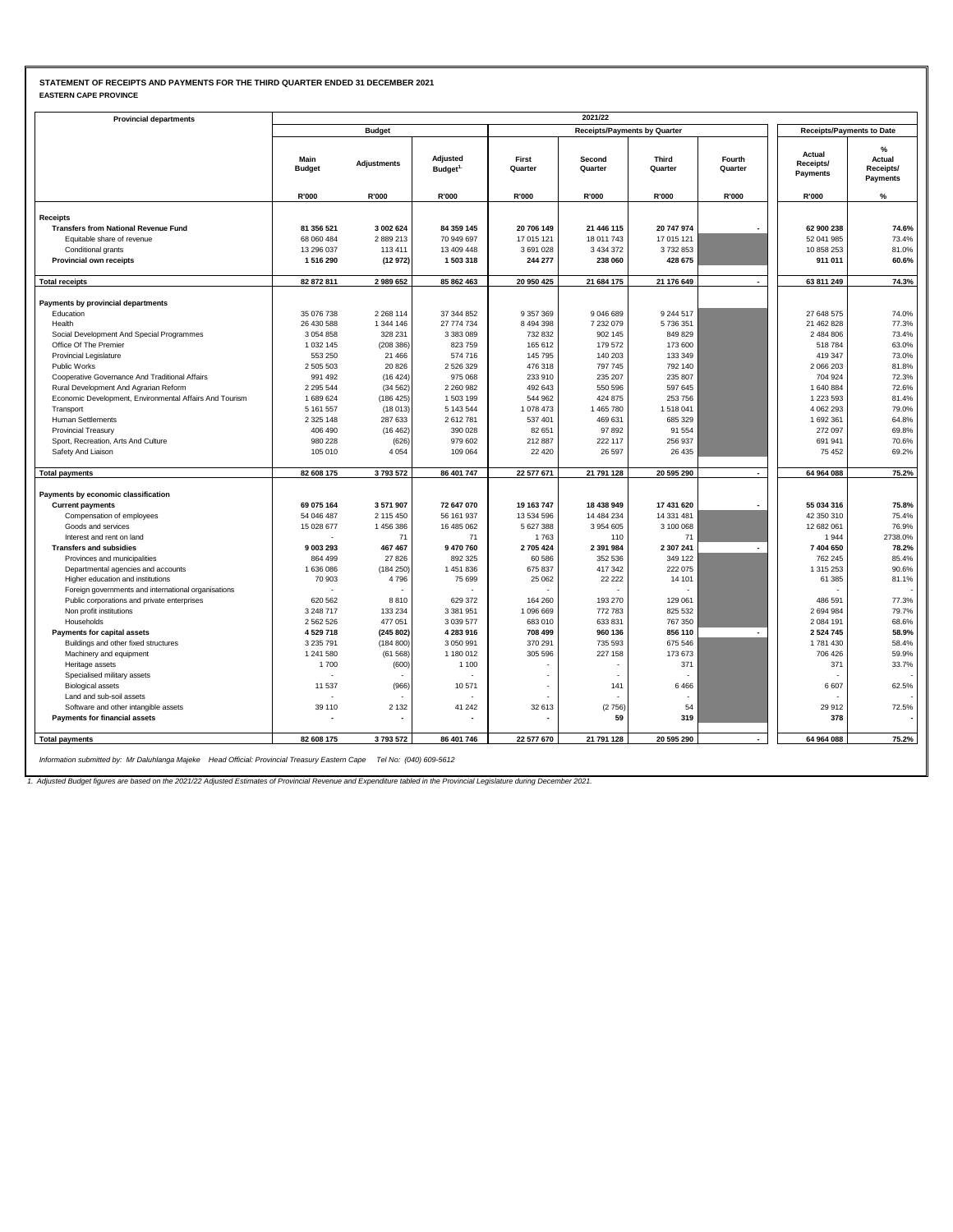**STATEMENT OF RECEIPTS AND PAYMENTS FOR THE THIRD QUARTER ENDED 31 DECEMBER 2021**
**EASTERN CAPE PROVINCE**

| Provincial departments | 2021/22 | | | | | | | | |
|---|---|---|---|---|---|---|---|---|---|
| | Budget | | | Receipts/Payments by Quarter | | | | Receipts/Payments to Date | |
| | Main Budget | Adjustments | Adjusted Budget[1] | First Quarter | Second Quarter | Third Quarter | Fourth Quarter | Actual Receipts/ Payments | % Actual Receipts/ Payments |
| | R'000 | R'000 | R'000 | R'000 | R'000 | R'000 | R'000 | R'000 | % |
| **Receipts** | | | | | | | | | |
| **Transfers from National Revenue Fund** | **81 356 521** | **3 002 624** | **84 359 145** | **20 706 149** | **21 446 115** | **20 747 974** | **-** | **62 900 238** | **74.6%** |
| Equitable share of revenue | 68 060 484 | 2 889 213 | 70 949 697 | 17 015 121 | 18 011 743 | 17 015 121 | | 52 041 985 | 73.4% |
| Conditional grants | 13 296 037 | 113 411 | 13 409 448 | 3 691 028 | 3 434 372 | 3 732 853 | | 10 858 253 | 81.0% |
| **Provincial own receipts** | **1 516 290** | **(12 972)** | **1 503 318** | **244 277** | **238 060** | **428 675** | | **911 011** | **60.6%** |
| **Total receipts** | **82 872 811** | **2 989 652** | **85 862 463** | **20 950 425** | **21 684 175** | **21 176 649** | **-** | **63 811 249** | **74.3%** |
| **Payments by provincial departments** | | | | | | | | | |
| Education | 35 076 738 | 2 268 114 | 37 344 852 | 9 357 369 | 9 046 689 | 9 244 517 | | 27 648 575 | 74.0% |
| Health | 26 430 588 | 1 344 146 | 27 774 734 | 8 494 398 | 7 232 079 | 5 736 351 | | 21 462 828 | 77.3% |
| Social Development And Special Programmes | 3 054 858 | 328 231 | 3 383 089 | 732 832 | 902 145 | 849 829 | | 2 484 806 | 73.4% |
| Office Of The Premier | 1 032 145 | (208 386) | 823 759 | 165 612 | 179 572 | 173 600 | | 518 784 | 63.0% |
| Provincial Legislature | 553 250 | 21 466 | 574 716 | 145 795 | 140 203 | 133 349 | | 419 347 | 73.0% |
| Public Works | 2 505 503 | 20 826 | 2 526 329 | 476 318 | 797 745 | 792 140 | | 2 066 203 | 81.8% |
| Cooperative Governance And Traditional Affairs | 991 492 | (16 424) | 975 068 | 233 910 | 235 207 | 235 807 | | 704 924 | 72.3% |
| Rural Development And Agrarian Reform | 2 295 544 | (34 562) | 2 260 982 | 492 643 | 550 596 | 597 645 | | 1 640 884 | 72.6% |
| Economic Development, Environmental Affairs And Tourism | 1 689 624 | (186 425) | 1 503 199 | 544 962 | 424 875 | 253 756 | | 1 223 593 | 81.4% |
| Transport | 5 161 557 | (18 013) | 5 143 544 | 1 078 473 | 1 465 780 | 1 518 041 | | 4 062 293 | 79.0% |
| Human Settlements | 2 325 148 | 287 633 | 2 612 781 | 537 401 | 469 631 | 685 329 | | 1 692 361 | 64.8% |
| Provincial Treasury | 406 490 | (16 462) | 390 028 | 82 651 | 97 892 | 91 554 | | 272 097 | 69.8% |
| Sport, Recreation, Arts And Culture | 980 228 | (626) | 979 602 | 212 887 | 222 117 | 256 937 | | 691 941 | 70.6% |
| Safety And Liaison | 105 010 | 4 054 | 109 064 | 22 420 | 26 597 | 26 435 | | 75 452 | 69.2% |
| **Total payments** | **82 608 175** | **3 793 572** | **86 401 747** | **22 577 671** | **21 791 128** | **20 595 290** | **-** | **64 964 088** | **75.2%** |
| **Payments by economic classification** | | | | | | | | | |
| **Current payments** | **69 075 164** | **3 571 907** | **72 647 070** | **19 163 747** | **18 438 949** | **17 431 620** | **-** | **55 034 316** | **75.8%** |
| Compensation of employees | 54 046 487 | 2 115 450 | 56 161 937 | 13 534 596 | 14 484 234 | 14 331 481 | | 42 350 310 | 75.4% |
| Goods and services | 15 028 677 | 1 456 386 | 16 485 062 | 5 627 388 | 3 954 605 | 3 100 068 | | 12 682 061 | 76.9% |
| Interest and rent on land | - | 71 | 71 | 1 763 | 110 | 71 | | 1 944 | 2738.0% |
| **Transfers and subsidies** | **9 003 293** | **467 467** | **9 470 760** | **2 705 424** | **2 391 984** | **2 307 241** | **-** | **7 404 650** | **78.2%** |
| Provinces and municipalities | 864 499 | 27 826 | 892 325 | 60 586 | 352 536 | 349 122 | | 762 245 | 85.4% |
| Departmental agencies and accounts | 1 636 086 | (184 250) | 1 451 836 | 675 837 | 417 342 | 222 075 | | 1 315 253 | 90.6% |
| Higher education and institutions | 70 903 | 4 796 | 75 699 | 25 062 | 22 222 | 14 101 | | 61 385 | 81.1% |
| Foreign governments and international organisations | - | - | - | - | - | - | | - | - |
| Public corporations and private enterprises | 620 562 | 8 810 | 629 372 | 164 260 | 193 270 | 129 061 | | 486 591 | 77.3% |
| Non profit institutions | 3 248 717 | 133 234 | 3 381 951 | 1 096 669 | 772 783 | 825 532 | | 2 694 984 | 79.7% |
| Households | 2 562 526 | 477 051 | 3 039 577 | 683 010 | 633 831 | 767 350 | | 2 084 191 | 68.6% |
| **Payments for capital assets** | **4 529 718** | **(245 802)** | **4 283 916** | **708 499** | **960 136** | **856 110** | **-** | **2 524 745** | **58.9%** |
| Buildings and other fixed structures | 3 235 791 | (184 800) | 3 050 991 | 370 291 | 735 593 | 675 546 | | 1 781 430 | 58.4% |
| Machinery and equipment | 1 241 580 | (61 568) | 1 180 012 | 305 596 | 227 158 | 173 673 | | 706 426 | 59.9% |
| Heritage assets | 1 700 | (600) | 1 100 | - | - | 371 | | 371 | 33.7% |
| Specialised military assets | - | - | - | - | - | - | | - | - |
| Biological assets | 11 537 | (966) | 10 571 | - | 141 | 6 466 | | 6 607 | 62.5% |
| Land and sub-soil assets | - | - | - | - | - | - | | - | - |
| Software and other intangible assets | 39 110 | 2 132 | 41 242 | 32 613 | (2 756) | 54 | | 29 912 | 72.5% |
| **Payments for financial assets** | **-** | **-** | **-** | **-** | **59** | **319** | | **378** | **-** |
| **Total payments** | **82 608 175** | **3 793 572** | **86 401 746** | **22 577 670** | **21 791 128** | **20 595 290** | **-** | **64 964 088** | **75.2%** |

*Information submitted by: Mr Daluhlanga Majeke Head Official: Provincial Treasury Eastern Cape Tel No: (040) 609-5612*

*1. Adjusted Budget figures are based on the 2021/22 Adjusted Estimates of Provincial Revenue and Expenditure tabled in the Provincial Legislature during December 2021.*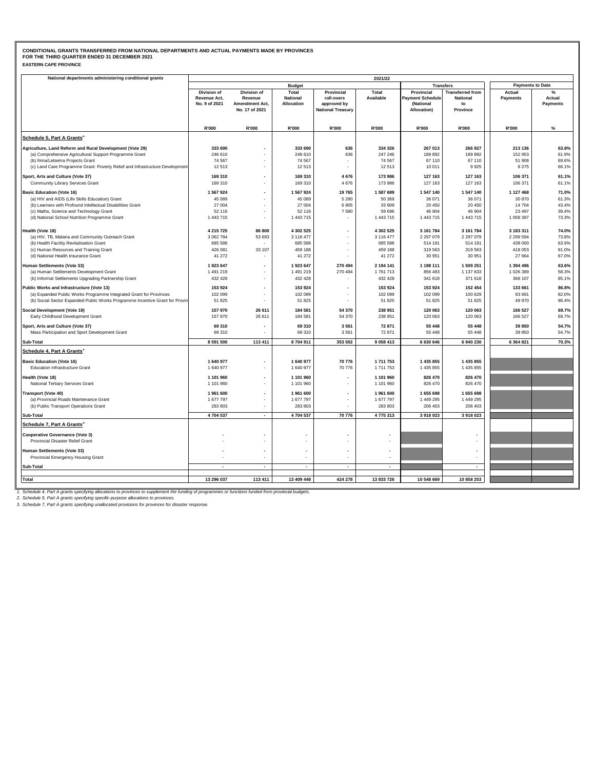**CONDITIONAL GRANTS TRANSFERRED FROM NATIONAL DEPARTMENTS AND ACTUAL PAYMENTS MADE BY PROVINCES**
**FOR THE THIRD QUARTER ENDED 31 DECEMBER 2021**
**EASTERN CAPE PROVINCE**

| National departments administering conditional grants | 2021/22 | | | | | | | | |
|---|---|---|---|---|---|---|---|---|---|
| | Budget | | | | | Transfers | | Payments to Date | |
| | Division of Revenue Act, No. 9 of 2021 | Division of Revenue Amendment Act, No. 17 of 2021 | Total National Allocation | Provincial roll-overs approved by National Treasury | Total Available | Provincial Payment Schedule (National Allocation) | Transferred from National to Province | Actual Payments | % Actual Payments |
| | R'000 | R'000 | R'000 | R'000 | R'000 | R'000 | R'000 | R'000 | % |
| **Schedule 5, Part A Grants[2]** | | | | | | | | | |
| **Agriculture, Land Reform and Rural Development (Vote 29)** | **333 690** | **-** | **333 690** | **636** | **334 326** | **267 013** | **266 927** | **213 136** | **63.8%** |
| (a) Comprehensive Agricultural Support Programme Grant | 246 610 | - | 246 610 | 636 | 247 246 | 189 892 | 189 892 | 152 953 | 61.9% |
| (b) Ilima/Letsema Projects Grant | 74 567 | - | 74 567 | - | 74 567 | 67 110 | 67 110 | 51 908 | 69.6% |
| (c) Land Care Programme Grant: Poverty Relief and Infrastructure Development | 12 513 | - | 12 513 | - | 12 513 | 10 011 | 9 925 | 8 275 | 66.1% |
| **Sport, Arts and Culture (Vote 37)** | **169 310** | **-** | **169 310** | **4 676** | **173 986** | **127 163** | **127 163** | **106 371** | **61.1%** |
| Community Library Services Grant | 169 310 | - | 169 310 | 4 676 | 173 986 | 127 163 | 127 163 | 106 371 | 61.1% |
| **Basic Education (Vote 16)** | **1 567 924** | **-** | **1 567 924** | **19 765** | **1 587 689** | **1 547 140** | **1 547 140** | **1 127 468** | **71.0%** |
| (a) HIV and AIDS (Life Skills Education) Grant | 45 089 | - | 45 089 | 5 280 | 50 369 | 36 071 | 36 071 | 30 870 | 61.3% |
| (b) Learners with Profound Intellectual Disabilities Grant | 27 004 | - | 27 004 | 6 905 | 33 909 | 20 450 | 20 450 | 14 704 | 43.4% |
| (c) Maths, Science and Technology Grant | 52 116 | - | 52 116 | 7 580 | 59 696 | 46 904 | 46 904 | 23 497 | 39.4% |
| (d) National School Nutrition Programme Grant | 1 443 715 | - | 1 443 715 | - | 1 443 715 | 1 443 715 | 1 443 715 | 1 058 397 | 73.3% |
| **Health (Vote 18)** | **4 215 725** | **86 800** | **4 302 525** | **-** | **4 302 525** | **3 161 784** | **3 161 784** | **3 183 311** | **74.0%** |
| (a) HIV, TB, Malaria and Community Outreach Grant | 3 062 784 | 53 693 | 3 116 477 | - | 3 116 477 | 2 297 079 | 2 297 079 | 2 299 594 | 73.8% |
| (b) Health Facility Revitalisation Grant | 685 588 | - | 685 588 | - | 685 588 | 514 191 | 514 191 | 438 000 | 63.9% |
| (c) Human Resources and Training Grant | 426 081 | 33 107 | 459 188 | - | 459 188 | 319 563 | 319 563 | 418 053 | 91.0% |
| (d) National Health Insurance Grant | 41 272 | - | 41 272 | - | 41 272 | 30 951 | 30 951 | 27 664 | 67.0% |
| **Human Settlements (Vote 33)** | **1 923 647** | **-** | **1 923 647** | **270 494** | **2 194 141** | **1 198 111** | **1 509 251** | **1 394 496** | **63.6%** |
| (a) Human Settlements Development Grant | 1 491 219 | - | 1 491 219 | 270 494 | 1 761 713 | 856 493 | 1 137 633 | 1 026 389 | 58.3% |
| (b) Informal Settlements Upgrading Partnership Grant | 432 428 | - | 432 428 | - | 432 428 | 341 618 | 371 618 | 368 107 | 85.1% |
| **Public Works and Infrastructure (Vote 13)** | **153 924** | **-** | **153 924** | **-** | **153 924** | **153 924** | **152 454** | **133 661** | **86.8%** |
| (a) Expanded Public Works Programme Integrated Grant for Provinces | 102 099 | - | 102 099 | - | 102 099 | 102 099 | 100 629 | 83 691 | 82.0% |
| (b) Social Sector Expanded Public Works Programme Incentive Grant for Provin | 51 825 | - | 51 825 | - | 51 825 | 51 825 | 51 825 | 49 970 | 96.4% |
| **Social Development (Vote 19)** | **157 970** | **26 611** | **184 581** | **54 370** | **238 951** | **120 063** | **120 063** | **166 527** | **69.7%** |
| Early Childhood Development Grant | 157 970 | 26 611 | 184 581 | 54 370 | 238 951 | 120 063 | 120 063 | 166 527 | 69.7% |
| **Sport, Arts and Culture (Vote 37)** | **69 310** | **-** | **69 310** | **3 561** | **72 871** | **55 448** | **55 448** | **39 850** | **54.7%** |
| Mass Participation and Sport Development Grant | 69 310 | - | 69 310 | 3 561 | 72 871 | 55 448 | 55 448 | 39 850 | 54.7% |
| **Sub-Total** | **8 591 500** | **113 411** | **8 704 911** | **353 502** | **9 058 413** | **6 630 646** | **6 940 230** | **6 364 821** | **70.3%** |
| **Schedule 4, Part A Grants[1]** | | | | | | | | | |
| **Basic Education (Vote 16)** | **1 640 977** | **-** | **1 640 977** | **70 776** | **1 711 753** | **1 435 855** | **1 435 855** | | |
| Education Infrastructure Grant | 1 640 977 | - | 1 640 977 | 70 776 | 1 711 753 | 1 435 855 | 1 435 855 | | |
| **Health (Vote 18)** | **1 101 960** | **-** | **1 101 960** | **-** | **1 101 960** | **826 470** | **826 470** | | |
| National Tertiary Services Grant | 1 101 960 | - | 1 101 960 | - | 1 101 960 | 826 470 | 826 470 | | |
| **Transport (Vote 40)** | **1 961 600** | **-** | **1 961 600** | **-** | **1 961 600** | **1 655 698** | **1 655 698** | | |
| (a) Provincial Roads Maintenance Grant | 1 677 797 | - | 1 677 797 | - | 1 677 797 | 1 449 295 | 1 449 295 | | |
| (b) Public Transport Operations Grant | 283 803 | - | 283 803 | - | 283 803 | 206 403 | 206 403 | | |
| **Sub-Total** | **4 704 537** | **-** | **4 704 537** | **70 776** | **4 775 313** | **3 918 023** | **3 918 023** | | |
| **Schedule 7, Part A Grants[3]** | | | | | | | | | |
| **Cooperative Governance (Vote 3)** | **-** | **-** | **-** | **-** | **-** | | **-** | | |
| Provincial Disaster Relief Grant | - | - | - | - | - | | - | | |
| **Human Settlements (Vote 33)** | **-** | **-** | **-** | **-** | **-** | | **-** | | |
| Provincial Emergency Housing Grant | - | - | - | - | - | | - | | |
| **Sub-Total** | **-** | **-** | **-** | **-** | **-** | | **-** | | |
| **Total** | **13 296 037** | **113 411** | **13 409 448** | **424 278** | **13 833 726** | **10 548 669** | **10 858 253** | | |

*1. Schedule 4, Part A grants specifying allocations to provinces to supplement the funding of programmes or functions funded from provincial budgets.*
*2. Schedule 5, Part A grants specifying specific-purpose allocations to provinces.*
*3. Schedule 7, Part A grants specifying unallocated provisions for provinces for disaster response.*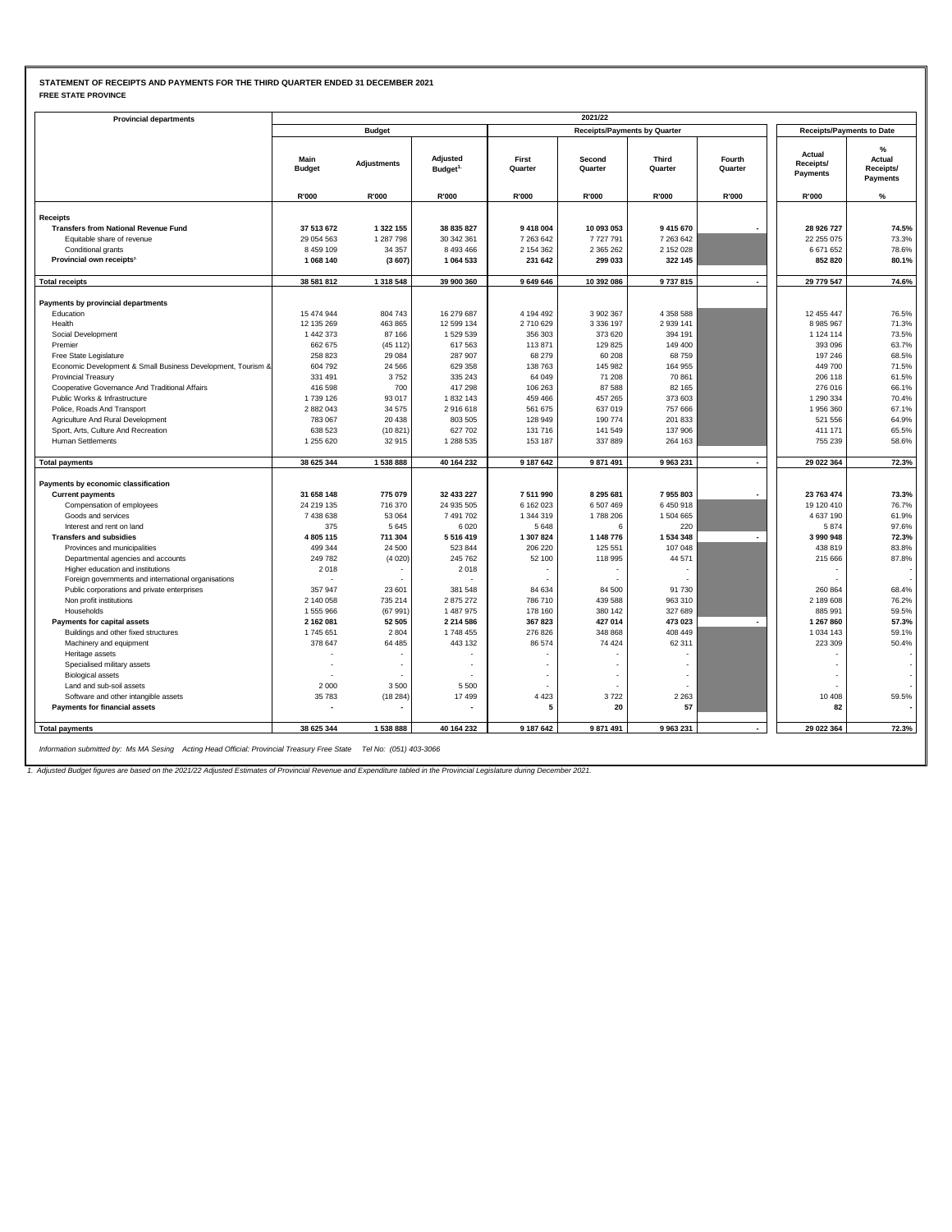**STATEMENT OF RECEIPTS AND PAYMENTS FOR THE THIRD QUARTER ENDED 31 DECEMBER 2021**
**FREE STATE PROVINCE**

| Provincial departments | 2021/22 | | | | | | | | |
|---|---|---|---|---|---|---|---|---|---|
| | Budget | | | Receipts/Payments by Quarter | | | | Receipts/Payments to Date | |
| | Main Budget | Adjustments | Adjusted Budget[1] | First Quarter | Second Quarter | Third Quarter | Fourth Quarter | Actual Receipts/ Payments | % Actual Receipts/ Payments |
| | R'000 | R'000 | R'000 | R'000 | R'000 | R'000 | R'000 | R'000 | % |
| **Receipts** | | | | | | | | | |
| **Transfers from National Revenue Fund** | **37 513 672** | **1 322 155** | **38 835 827** | **9 418 004** | **10 093 053** | **9 415 670** | **-** | **28 926 727** | **74.5%** |
| Equitable share of revenue | 29 054 563 | 1 287 798 | 30 342 361 | 7 263 642 | 7 727 791 | 7 263 642 | | 22 255 075 | 73.3% |
| Conditional grants | 8 459 109 | 34 357 | 8 493 466 | 2 154 362 | 2 365 262 | 2 152 028 | | 6 671 652 | 78.6% |
| **Provincial own receipts[2]** | **1 068 140** | **(3 607)** | **1 064 533** | **231 642** | **299 033** | **322 145** | | **852 820** | **80.1%** |
| **Total receipts** | **38 581 812** | **1 318 548** | **39 900 360** | **9 649 646** | **10 392 086** | **9 737 815** | **-** | **29 779 547** | **74.6%** |
| **Payments by provincial departments** | | | | | | | | | |
| Education | 15 474 944 | 804 743 | 16 279 687 | 4 194 492 | 3 902 367 | 4 358 588 | | 12 455 447 | 76.5% |
| Health | 12 135 269 | 463 865 | 12 599 134 | 2 710 629 | 3 336 197 | 2 939 141 | | 8 985 967 | 71.3% |
| Social Development | 1 442 373 | 87 166 | 1 529 539 | 356 303 | 373 620 | 394 191 | | 1 124 114 | 73.5% |
| Premier | 662 675 | (45 112) | 617 563 | 113 871 | 129 825 | 149 400 | | 393 096 | 63.7% |
| Free State Legislature | 258 823 | 29 084 | 287 907 | 68 279 | 60 208 | 68 759 | | 197 246 | 68.5% |
| Economic Development & Small Business Development, Tourism & | 604 792 | 24 566 | 629 358 | 138 763 | 145 982 | 164 955 | | 449 700 | 71.5% |
| Provincial Treasury | 331 491 | 3 752 | 335 243 | 64 049 | 71 208 | 70 861 | | 206 118 | 61.5% |
| Cooperative Governance And Traditional Affairs | 416 598 | 700 | 417 298 | 106 263 | 87 588 | 82 165 | | 276 016 | 66.1% |
| Public Works & Infrastructure | 1 739 126 | 93 017 | 1 832 143 | 459 466 | 457 265 | 373 603 | | 1 290 334 | 70.4% |
| Police, Roads And Transport | 2 882 043 | 34 575 | 2 916 618 | 561 675 | 637 019 | 757 666 | | 1 956 360 | 67.1% |
| Agriculture And Rural Development | 783 067 | 20 438 | 803 505 | 128 949 | 190 774 | 201 833 | | 521 556 | 64.9% |
| Sport, Arts, Culture And Recreation | 638 523 | (10 821) | 627 702 | 131 716 | 141 549 | 137 906 | | 411 171 | 65.5% |
| Human Settlements | 1 255 620 | 32 915 | 1 288 535 | 153 187 | 337 889 | 264 163 | | 755 239 | 58.6% |
| **Total payments** | **38 625 344** | **1 538 888** | **40 164 232** | **9 187 642** | **9 871 491** | **9 963 231** | **-** | **29 022 364** | **72.3%** |
| **Payments by economic classification** | | | | | | | | | |
| **Current payments** | **31 658 148** | **775 079** | **32 433 227** | **7 511 990** | **8 295 681** | **7 955 803** | **-** | **23 763 474** | **73.3%** |
| Compensation of employees | 24 219 135 | 716 370 | 24 935 505 | 6 162 023 | 6 507 469 | 6 450 918 | | 19 120 410 | 76.7% |
| Goods and services | 7 438 638 | 53 064 | 7 491 702 | 1 344 319 | 1 788 206 | 1 504 665 | | 4 637 190 | 61.9% |
| Interest and rent on land | 375 | 5 645 | 6 020 | 5 648 | 6 | 220 | | 5 874 | 97.6% |
| **Transfers and subsidies** | **4 805 115** | **711 304** | **5 516 419** | **1 307 824** | **1 148 776** | **1 534 348** | **-** | **3 990 948** | **72.3%** |
| Provinces and municipalities | 499 344 | 24 500 | 523 844 | 206 220 | 125 551 | 107 048 | | 438 819 | 83.8% |
| Departmental agencies and accounts | 249 782 | (4 020) | 245 762 | 52 100 | 118 995 | 44 571 | | 215 666 | 87.8% |
| Higher education and institutions | 2 018 | - | 2 018 | - | - | - | | - | - |
| Foreign governments and international organisations | - | - | - | - | - | - | | - | - |
| Public corporations and private enterprises | 357 947 | 23 601 | 381 548 | 84 634 | 84 500 | 91 730 | | 260 864 | 68.4% |
| Non profit institutions | 2 140 058 | 735 214 | 2 875 272 | 786 710 | 439 588 | 963 310 | | 2 189 608 | 76.2% |
| Households | 1 555 966 | (67 991) | 1 487 975 | 178 160 | 380 142 | 327 689 | | 885 991 | 59.5% |
| **Payments for capital assets** | **2 162 081** | **52 505** | **2 214 586** | **367 823** | **427 014** | **473 023** | **-** | **1 267 860** | **57.3%** |
| Buildings and other fixed structures | 1 745 651 | 2 804 | 1 748 455 | 276 826 | 348 868 | 408 449 | | 1 034 143 | 59.1% |
| Machinery and equipment | 378 647 | 64 485 | 443 132 | 86 574 | 74 424 | 62 311 | | 223 309 | 50.4% |
| Heritage assets | - | - | - | - | - | - | | - | - |
| Specialised military assets | - | - | - | - | - | - | | - | - |
| Biological assets | - | - | - | - | - | - | | - | - |
| Land and sub-soil assets | 2 000 | 3 500 | 5 500 | - | - | - | | - | - |
| Software and other intangible assets | 35 783 | (18 284) | 17 499 | 4 423 | 3 722 | 2 263 | | 10 408 | 59.5% |
| **Payments for financial assets** | **-** | **-** | **-** | **5** | **20** | **57** | | **82** | **-** |
| **Total payments** | **38 625 344** | **1 538 888** | **40 164 232** | **9 187 642** | **9 871 491** | **9 963 231** | **-** | **29 022 364** | **72.3%** |

*Information submitted by: Ms MA Sesing Acting Head Official: Provincial Treasury Free State Tel No: (051) 403-3066*

*1. Adjusted Budget figures are based on the 2021/22 Adjusted Estimates of Provincial Revenue and Expenditure tabled in the Provincial Legislature during December 2021.*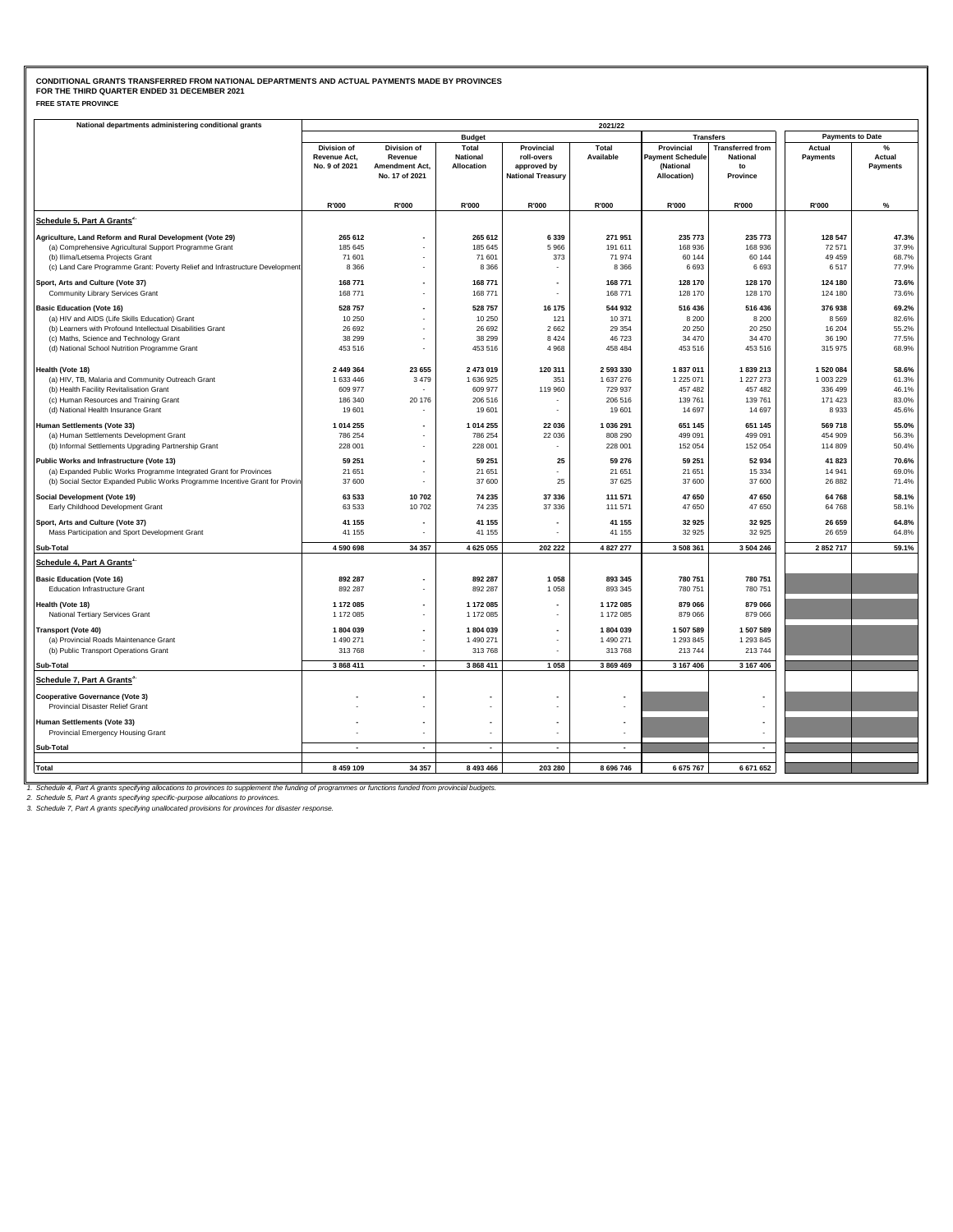**CONDITIONAL GRANTS TRANSFERRED FROM NATIONAL DEPARTMENTS AND ACTUAL PAYMENTS MADE BY PROVINCES**
**FOR THE THIRD QUARTER ENDED 31 DECEMBER 2021**
**FREE STATE PROVINCE**

| National departments administering conditional grants | 2021/22 | | | | | | | | |
|---|---|---|---|---|---|---|---|---|---|
| | Budget | | | | | Transfers | | Payments to Date | |
| | Division of Revenue Act, No. 9 of 2021 | Division of Revenue Amendment Act, No. 17 of 2021 | Total National Allocation | Provincial roll-overs approved by National Treasury | Total Available | Provincial Payment Schedule (National Allocation) | Transferred from National to Province | Actual Payments | % Actual Payments |
| | R'000 | R'000 | R'000 | R'000 | R'000 | R'000 | R'000 | R'000 | % |
| **Schedule 5, Part A Grants[2]** | | | | | | | | | |
| **Agriculture, Land Reform and Rural Development (Vote 29)** | **265 612** | **-** | **265 612** | **6 339** | **271 951** | **235 773** | **235 773** | **128 547** | **47.3%** |
| (a) Comprehensive Agricultural Support Programme Grant | 185 645 | - | 185 645 | 5 966 | 191 611 | 168 936 | 168 936 | 72 571 | 37.9% |
| (b) Ilima/Letsema Projects Grant | 71 601 | - | 71 601 | 373 | 71 974 | 60 144 | 60 144 | 49 459 | 68.7% |
| (c) Land Care Programme Grant: Poverty Relief and Infrastructure Development | 8 366 | - | 8 366 | - | 8 366 | 6 693 | 6 693 | 6 517 | 77.9% |
| **Sport, Arts and Culture (Vote 37)** | **168 771** | **-** | **168 771** | **-** | **168 771** | **128 170** | **128 170** | **124 180** | **73.6%** |
| Community Library Services Grant | 168 771 | - | 168 771 | - | 168 771 | 128 170 | 128 170 | 124 180 | 73.6% |
| **Basic Education (Vote 16)** | **528 757** | **-** | **528 757** | **16 175** | **544 932** | **516 436** | **516 436** | **376 938** | **69.2%** |
| (a) HIV and AIDS (Life Skills Education) Grant | 10 250 | - | 10 250 | 121 | 10 371 | 8 200 | 8 200 | 8 569 | 82.6% |
| (b) Learners with Profound Intellectual Disabilities Grant | 26 692 | - | 26 692 | 2 662 | 29 354 | 20 250 | 20 250 | 16 204 | 55.2% |
| (c) Maths, Science and Technology Grant | 38 299 | - | 38 299 | 8 424 | 46 723 | 34 470 | 34 470 | 36 190 | 77.5% |
| (d) National School Nutrition Programme Grant | 453 516 | - | 453 516 | 4 968 | 458 484 | 453 516 | 453 516 | 315 975 | 68.9% |
| **Health (Vote 18)** | **2 449 364** | **23 655** | **2 473 019** | **120 311** | **2 593 330** | **1 837 011** | **1 839 213** | **1 520 084** | **58.6%** |
| (a) HIV, TB, Malaria and Community Outreach Grant | 1 633 446 | 3 479 | 1 636 925 | 351 | 1 637 276 | 1 225 071 | 1 227 273 | 1 003 229 | 61.3% |
| (b) Health Facility Revitalisation Grant | 609 977 | - | 609 977 | 119 960 | 729 937 | 457 482 | 457 482 | 336 499 | 46.1% |
| (c) Human Resources and Training Grant | 186 340 | 20 176 | 206 516 | - | 206 516 | 139 761 | 139 761 | 171 423 | 83.0% |
| (d) National Health Insurance Grant | 19 601 | - | 19 601 | - | 19 601 | 14 697 | 14 697 | 8 933 | 45.6% |
| **Human Settlements (Vote 33)** | **1 014 255** | **-** | **1 014 255** | **22 036** | **1 036 291** | **651 145** | **651 145** | **569 718** | **55.0%** |
| (a) Human Settlements Development Grant | 786 254 | - | 786 254 | 22 036 | 808 290 | 499 091 | 499 091 | 454 909 | 56.3% |
| (b) Informal Settlements Upgrading Partnership Grant | 228 001 | - | 228 001 | - | 228 001 | 152 054 | 152 054 | 114 809 | 50.4% |
| **Public Works and Infrastructure (Vote 13)** | **59 251** | **-** | **59 251** | **25** | **59 276** | **59 251** | **52 934** | **41 823** | **70.6%** |
| (a) Expanded Public Works Programme Integrated Grant for Provinces | 21 651 | - | 21 651 | - | 21 651 | 21 651 | 15 334 | 14 941 | 69.0% |
| (b) Social Sector Expanded Public Works Programme Incentive Grant for Provin | 37 600 | - | 37 600 | 25 | 37 625 | 37 600 | 37 600 | 26 882 | 71.4% |
| **Social Development (Vote 19)** | **63 533** | **10 702** | **74 235** | **37 336** | **111 571** | **47 650** | **47 650** | **64 768** | **58.1%** |
| Early Childhood Development Grant | 63 533 | 10 702 | 74 235 | 37 336 | 111 571 | 47 650 | 47 650 | 64 768 | 58.1% |
| **Sport, Arts and Culture (Vote 37)** | **41 155** | **-** | **41 155** | **-** | **41 155** | **32 925** | **32 925** | **26 659** | **64.8%** |
| Mass Participation and Sport Development Grant | 41 155 | - | 41 155 | - | 41 155 | 32 925 | 32 925 | 26 659 | 64.8% |
| **Sub-Total** | **4 590 698** | **34 357** | **4 625 055** | **202 222** | **4 827 277** | **3 508 361** | **3 504 246** | **2 852 717** | **59.1%** |
| **Schedule 4, Part A Grants[1]** | | | | | | | | | |
| **Basic Education (Vote 16)** | **892 287** | **-** | **892 287** | **1 058** | **893 345** | **780 751** | **780 751** | | |
| Education Infrastructure Grant | 892 287 | - | 892 287 | 1 058 | 893 345 | 780 751 | 780 751 | | |
| **Health (Vote 18)** | **1 172 085** | **-** | **1 172 085** | **-** | **1 172 085** | **879 066** | **879 066** | | |
| National Tertiary Services Grant | 1 172 085 | - | 1 172 085 | - | 1 172 085 | 879 066 | 879 066 | | |
| **Transport (Vote 40)** | **1 804 039** | **-** | **1 804 039** | **-** | **1 804 039** | **1 507 589** | **1 507 589** | | |
| (a) Provincial Roads Maintenance Grant | 1 490 271 | - | 1 490 271 | - | 1 490 271 | 1 293 845 | 1 293 845 | | |
| (b) Public Transport Operations Grant | 313 768 | - | 313 768 | - | 313 768 | 213 744 | 213 744 | | |
| **Sub-Total** | **3 868 411** | **-** | **3 868 411** | **1 058** | **3 869 469** | **3 167 406** | **3 167 406** | | |
| **Schedule 7, Part A Grants[3]** | | | | | | | | | |
| **Cooperative Governance (Vote 3)** | **-** | **-** | **-** | **-** | **-** | | **-** | | |
| Provincial Disaster Relief Grant | - | - | - | - | - | | - | | |
| **Human Settlements (Vote 33)** | **-** | **-** | **-** | **-** | **-** | | **-** | | |
| Provincial Emergency Housing Grant | - | - | - | - | - | | - | | |
| **Sub-Total** | **-** | **-** | **-** | **-** | **-** | | **-** | | |
| **Total** | **8 459 109** | **34 357** | **8 493 466** | **203 280** | **8 696 746** | **6 675 767** | **6 671 652** | | |

*1. Schedule 4, Part A grants specifying allocations to provinces to supplement the funding of programmes or functions funded from provincial budgets.*
*2. Schedule 5, Part A grants specifying specific-purpose allocations to provinces.*
*3. Schedule 7, Part A grants specifying unallocated provisions for provinces for disaster response.*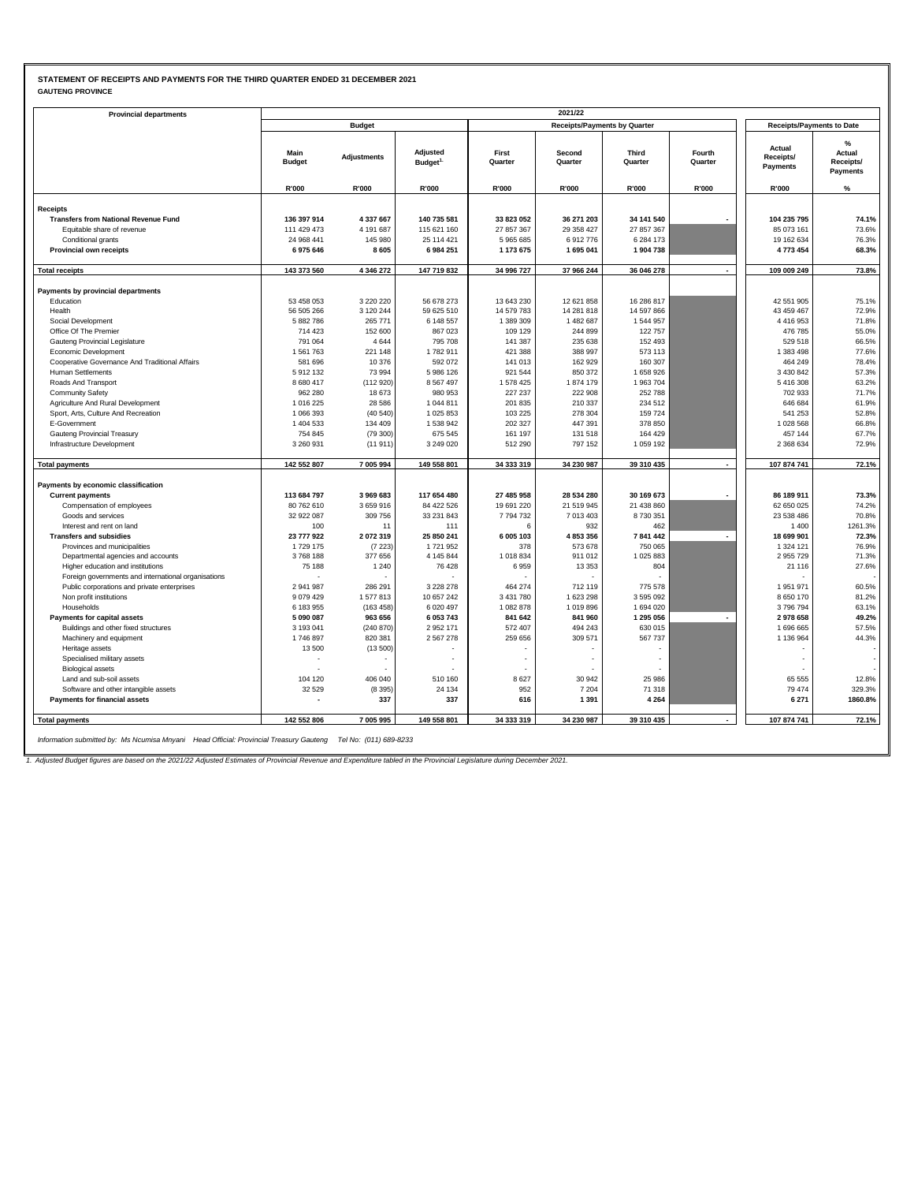**STATEMENT OF RECEIPTS AND PAYMENTS FOR THE THIRD QUARTER ENDED 31 DECEMBER 2021**

**GAUTENG PROVINCE**

| Provincial departments | 2021/22 | | | | | | | | |
|---|---|---|---|---|---|---|---|---|---|
| | Budget | | | Receipts/Payments by Quarter | | | | Receipts/Payments to Date | |
| | Main Budget | Adjustments | Adjusted Budget[1] | First Quarter | Second Quarter | Third Quarter | Fourth Quarter | Actual Receipts/ Payments | % Actual Receipts/ Payments |
| | R'000 | R'000 | R'000 | R'000 | R'000 | R'000 | R'000 | R'000 | % |
| **Receipts** | | | | | | | | | |
| **Transfers from National Revenue Fund** | **136 397 914** | **4 337 667** | **140 735 581** | **33 823 052** | **36 271 203** | **34 141 540** | **-** | **104 235 795** | **74.1%** |
| Equitable share of revenue | 111 429 473 | 4 191 687 | 115 621 160 | 27 857 367 | 29 358 427 | 27 857 367 | | 85 073 161 | 73.6% |
| Conditional grants | 24 968 441 | 145 980 | 25 114 421 | 5 965 685 | 6 912 776 | 6 284 173 | | 19 162 634 | 76.3% |
| **Provincial own receipts** | **6 975 646** | **8 605** | **6 984 251** | **1 173 675** | **1 695 041** | **1 904 738** | | **4 773 454** | **68.3%** |
| **Total receipts** | **143 373 560** | **4 346 272** | **147 719 832** | **34 996 727** | **37 966 244** | **36 046 278** | **-** | **109 009 249** | **73.8%** |
| **Payments by provincial departments** | | | | | | | | | |
| Education | 53 458 053 | 3 220 220 | 56 678 273 | 13 643 230 | 12 621 858 | 16 286 817 | | 42 551 905 | 75.1% |
| Health | 56 505 266 | 3 120 244 | 59 625 510 | 14 579 783 | 14 281 818 | 14 597 866 | | 43 459 467 | 72.9% |
| Social Development | 5 882 786 | 265 771 | 6 148 557 | 1 389 309 | 1 482 687 | 1 544 957 | | 4 416 953 | 71.8% |
| Office Of The Premier | 714 423 | 152 600 | 867 023 | 109 129 | 244 899 | 122 757 | | 476 785 | 55.0% |
| Gauteng Provincial Legislature | 791 064 | 4 644 | 795 708 | 141 387 | 235 638 | 152 493 | | 529 518 | 66.5% |
| Economic Development | 1 561 763 | 221 148 | 1 782 911 | 421 388 | 388 997 | 573 113 | | 1 383 498 | 77.6% |
| Cooperative Governance And Traditional Affairs | 581 696 | 10 376 | 592 072 | 141 013 | 162 929 | 160 307 | | 464 249 | 78.4% |
| Human Settlements | 5 912 132 | 73 994 | 5 986 126 | 921 544 | 850 372 | 1 658 926 | | 3 430 842 | 57.3% |
| Roads And Transport | 8 680 417 | (112 920) | 8 567 497 | 1 578 425 | 1 874 179 | 1 963 704 | | 5 416 308 | 63.2% |
| Community Safety | 962 280 | 18 673 | 980 953 | 227 237 | 222 908 | 252 788 | | 702 933 | 71.7% |
| Agriculture And Rural Development | 1 016 225 | 28 586 | 1 044 811 | 201 835 | 210 337 | 234 512 | | 646 684 | 61.9% |
| Sport, Arts, Culture And Recreation | 1 066 393 | (40 540) | 1 025 853 | 103 225 | 278 304 | 159 724 | | 541 253 | 52.8% |
| E-Government | 1 404 533 | 134 409 | 1 538 942 | 202 327 | 447 391 | 378 850 | | 1 028 568 | 66.8% |
| Gauteng Provincial Treasury | 754 845 | (79 300) | 675 545 | 161 197 | 131 518 | 164 429 | | 457 144 | 67.7% |
| Infrastructure Development | 3 260 931 | (11 911) | 3 249 020 | 512 290 | 797 152 | 1 059 192 | | 2 368 634 | 72.9% |
| **Total payments** | **142 552 807** | **7 005 994** | **149 558 801** | **34 333 319** | **34 230 987** | **39 310 435** | **-** | **107 874 741** | **72.1%** |
| **Payments by economic classification** | | | | | | | | | |
| **Current payments** | **113 684 797** | **3 969 683** | **117 654 480** | **27 485 958** | **28 534 280** | **30 169 673** | **-** | **86 189 911** | **73.3%** |
| Compensation of employees | 80 762 610 | 3 659 916 | 84 422 526 | 19 691 220 | 21 519 945 | 21 438 860 | | 62 650 025 | 74.2% |
| Goods and services | 32 922 087 | 309 756 | 33 231 843 | 7 794 732 | 7 013 403 | 8 730 351 | | 23 538 486 | 70.8% |
| Interest and rent on land | 100 | 11 | 111 | 6 | 932 | 462 | | 1 400 | 1261.3% |
| **Transfers and subsidies** | **23 777 922** | **2 072 319** | **25 850 241** | **6 005 103** | **4 853 356** | **7 841 442** | **-** | **18 699 901** | **72.3%** |
| Provinces and municipalities | 1 729 175 | (7 223) | 1 721 952 | 378 | 573 678 | 750 065 | | 1 324 121 | 76.9% |
| Departmental agencies and accounts | 3 768 188 | 377 656 | 4 145 844 | 1 018 834 | 911 012 | 1 025 883 | | 2 955 729 | 71.3% |
| Higher education and institutions | 75 188 | 1 240 | 76 428 | 6 959 | 13 353 | 804 | | 21 116 | 27.6% |
| Foreign governments and international organisations | - | - | - | - | - | - | | - | - |
| Public corporations and private enterprises | 2 941 987 | 286 291 | 3 228 278 | 464 274 | 712 119 | 775 578 | | 1 951 971 | 60.5% |
| Non profit institutions | 9 079 429 | 1 577 813 | 10 657 242 | 3 431 780 | 1 623 298 | 3 595 092 | | 8 650 170 | 81.2% |
| Households | 6 183 955 | (163 458) | 6 020 497 | 1 082 878 | 1 019 896 | 1 694 020 | | 3 796 794 | 63.1% |
| **Payments for capital assets** | **5 090 087** | **963 656** | **6 053 743** | **841 642** | **841 960** | **1 295 056** | **-** | **2 978 658** | **49.2%** |
| Buildings and other fixed structures | 3 193 041 | (240 870) | 2 952 171 | 572 407 | 494 243 | 630 015 | | 1 696 665 | 57.5% |
| Machinery and equipment | 1 746 897 | 820 381 | 2 567 278 | 259 656 | 309 571 | 567 737 | | 1 136 964 | 44.3% |
| Heritage assets | 13 500 | (13 500) | - | - | - | - | | - | - |
| Specialised military assets | - | - | - | - | - | - | | - | - |
| Biological assets | - | - | - | - | - | - | | - | - |
| Land and sub-soil assets | 104 120 | 406 040 | 510 160 | 8 627 | 30 942 | 25 986 | | 65 555 | 12.8% |
| Software and other intangible assets | 32 529 | (8 395) | 24 134 | 952 | 7 204 | 71 318 | | 79 474 | 329.3% |
| **Payments for financial assets** | **-** | **337** | **337** | **616** | **1 391** | **4 264** | | **6 271** | **1860.8%** |
| **Total payments** | **142 552 806** | **7 005 995** | **149 558 801** | **34 333 319** | **34 230 987** | **39 310 435** | **-** | **107 874 741** | **72.1%** |

*Information submitted by: Ms Ncumisa Mnyani Head Official: Provincial Treasury Gauteng Tel No: (011) 689-8233*

*1. Adjusted Budget figures are based on the 2021/22 Adjusted Estimates of Provincial Revenue and Expenditure tabled in the Provincial Legislature during December 2021.*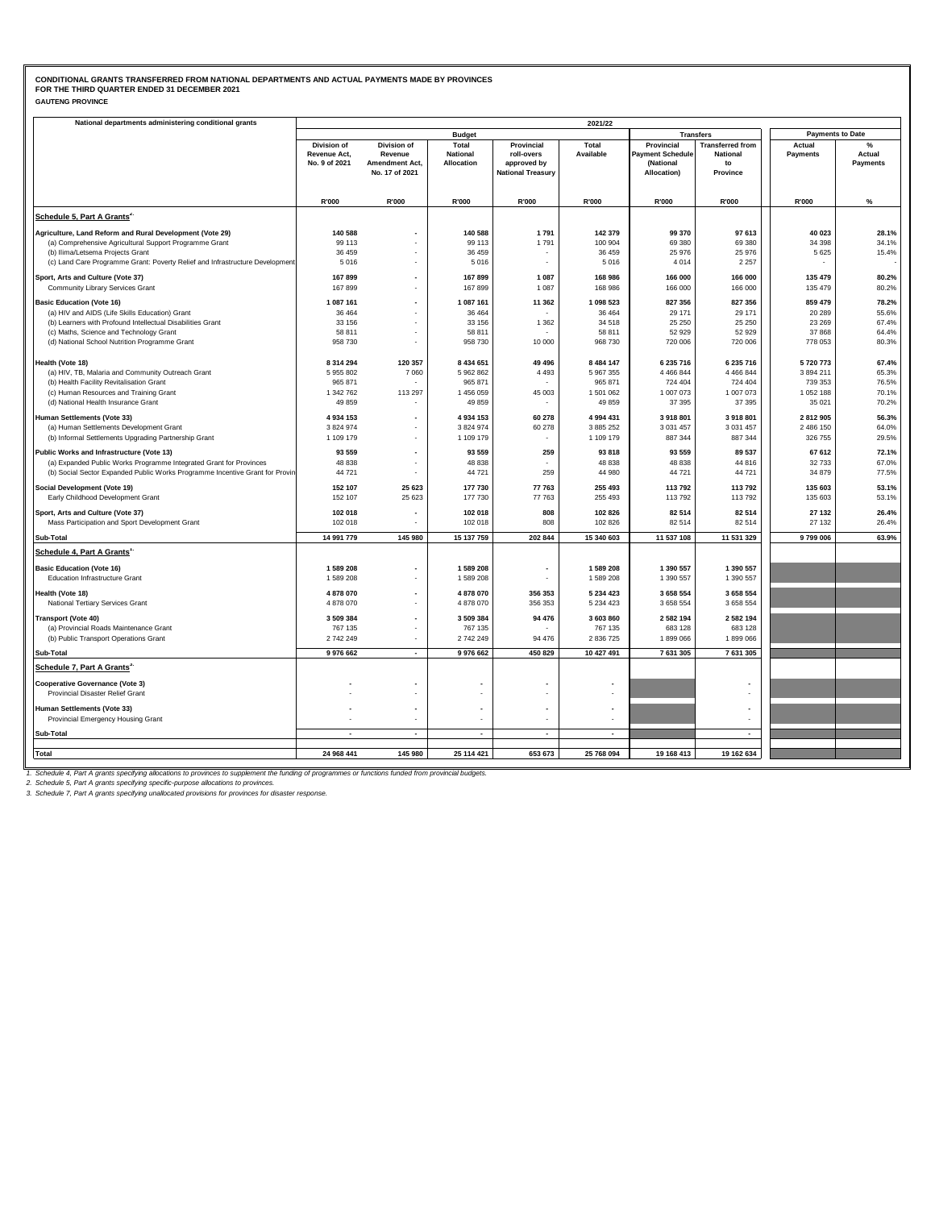**CONDITIONAL GRANTS TRANSFERRED FROM NATIONAL DEPARTMENTS AND ACTUAL PAYMENTS MADE BY PROVINCES**
**FOR THE THIRD QUARTER ENDED 31 DECEMBER 2021**
**GAUTENG PROVINCE**

| National departments administering conditional grants | 2021/22 | | | | | | | | |
|---|---|---|---|---|---|---|---|---|---|
| | Budget | | | | | Transfers | | Payments to Date | |
| | Division of Revenue Act, No. 9 of 2021 | Division of Revenue Amendment Act, No. 17 of 2021 | Total National Allocation | Provincial roll-overs approved by National Treasury | Total Available | Provincial Payment Schedule (National Allocation) | Transferred from National to Province | Actual Payments | % Actual Payments |
| | R'000 | R'000 | R'000 | R'000 | R'000 | R'000 | R'000 | R'000 | % |
| **Schedule 5, Part A Grants[2]** | | | | | | | | | |
| **Agriculture, Land Reform and Rural Development (Vote 29)** | **140 588** | **-** | **140 588** | **1 791** | **142 379** | **99 370** | **97 613** | **40 023** | **28.1%** |
| (a) Comprehensive Agricultural Support Programme Grant | 99 113 | - | 99 113 | 1 791 | 100 904 | 69 380 | 69 380 | 34 398 | 34.1% |
| (b) Ilima/Letsema Projects Grant | 36 459 | - | 36 459 | - | 36 459 | 25 976 | 25 976 | 5 625 | 15.4% |
| (c) Land Care Programme Grant: Poverty Relief and Infrastructure Development | 5 016 | - | 5 016 | - | 5 016 | 4 014 | 2 257 | - | - |
| **Sport, Arts and Culture (Vote 37)** | **167 899** | **-** | **167 899** | **1 087** | **168 986** | **166 000** | **166 000** | **135 479** | **80.2%** |
| Community Library Services Grant | 167 899 | - | 167 899 | 1 087 | 168 986 | 166 000 | 166 000 | 135 479 | 80.2% |
| **Basic Education (Vote 16)** | **1 087 161** | **-** | **1 087 161** | **11 362** | **1 098 523** | **827 356** | **827 356** | **859 479** | **78.2%** |
| (a) HIV and AIDS (Life Skills Education) Grant | 36 464 | - | 36 464 | - | 36 464 | 29 171 | 29 171 | 20 289 | 55.6% |
| (b) Learners with Profound Intellectual Disabilities Grant | 33 156 | - | 33 156 | 1 362 | 34 518 | 25 250 | 25 250 | 23 269 | 67.4% |
| (c) Maths, Science and Technology Grant | 58 811 | - | 58 811 | - | 58 811 | 52 929 | 52 929 | 37 868 | 64.4% |
| (d) National School Nutrition Programme Grant | 958 730 | - | 958 730 | 10 000 | 968 730 | 720 006 | 720 006 | 778 053 | 80.3% |
| **Health (Vote 18)** | **8 314 294** | **120 357** | **8 434 651** | **49 496** | **8 484 147** | **6 235 716** | **6 235 716** | **5 720 773** | **67.4%** |
| (a) HIV, TB, Malaria and Community Outreach Grant | 5 955 802 | 7 060 | 5 962 862 | 4 493 | 5 967 355 | 4 466 844 | 4 466 844 | 3 894 211 | 65.3% |
| (b) Health Facility Revitalisation Grant | 965 871 | - | 965 871 | - | 965 871 | 724 404 | 724 404 | 739 353 | 76.5% |
| (c) Human Resources and Training Grant | 1 342 762 | 113 297 | 1 456 059 | 45 003 | 1 501 062 | 1 007 073 | 1 007 073 | 1 052 188 | 70.1% |
| (d) National Health Insurance Grant | 49 859 | - | 49 859 | - | 49 859 | 37 395 | 37 395 | 35 021 | 70.2% |
| **Human Settlements (Vote 33)** | **4 934 153** | **-** | **4 934 153** | **60 278** | **4 994 431** | **3 918 801** | **3 918 801** | **2 812 905** | **56.3%** |
| (a) Human Settlements Development Grant | 3 824 974 | - | 3 824 974 | 60 278 | 3 885 252 | 3 031 457 | 3 031 457 | 2 486 150 | 64.0% |
| (b) Informal Settlements Upgrading Partnership Grant | 1 109 179 | - | 1 109 179 | - | 1 109 179 | 887 344 | 887 344 | 326 755 | 29.5% |
| **Public Works and Infrastructure (Vote 13)** | **93 559** | **-** | **93 559** | **259** | **93 818** | **93 559** | **89 537** | **67 612** | **72.1%** |
| (a) Expanded Public Works Programme Integrated Grant for Provinces | 48 838 | - | 48 838 | - | 48 838 | 48 838 | 44 816 | 32 733 | 67.0% |
| (b) Social Sector Expanded Public Works Programme Incentive Grant for Provin | 44 721 | - | 44 721 | 259 | 44 980 | 44 721 | 44 721 | 34 879 | 77.5% |
| **Social Development (Vote 19)** | **152 107** | **25 623** | **177 730** | **77 763** | **255 493** | **113 792** | **113 792** | **135 603** | **53.1%** |
| Early Childhood Development Grant | 152 107 | 25 623 | 177 730 | 77 763 | 255 493 | 113 792 | 113 792 | 135 603 | 53.1% |
| **Sport, Arts and Culture (Vote 37)** | **102 018** | **-** | **102 018** | **808** | **102 826** | **82 514** | **82 514** | **27 132** | **26.4%** |
| Mass Participation and Sport Development Grant | 102 018 | - | 102 018 | 808 | 102 826 | 82 514 | 82 514 | 27 132 | 26.4% |
| **Sub-Total** | **14 991 779** | **145 980** | **15 137 759** | **202 844** | **15 340 603** | **11 537 108** | **11 531 329** | **9 799 006** | **63.9%** |
| **Schedule 4, Part A Grants[1]** | | | | | | | | | |
| **Basic Education (Vote 16)** | **1 589 208** | **-** | **1 589 208** | **-** | **1 589 208** | **1 390 557** | **1 390 557** | | |
| Education Infrastructure Grant | 1 589 208 | - | 1 589 208 | - | 1 589 208 | 1 390 557 | 1 390 557 | | |
| **Health (Vote 18)** | **4 878 070** | **-** | **4 878 070** | **356 353** | **5 234 423** | **3 658 554** | **3 658 554** | | |
| National Tertiary Services Grant | 4 878 070 | - | 4 878 070 | 356 353 | 5 234 423 | 3 658 554 | 3 658 554 | | |
| **Transport (Vote 40)** | **3 509 384** | **-** | **3 509 384** | **94 476** | **3 603 860** | **2 582 194** | **2 582 194** | | |
| (a) Provincial Roads Maintenance Grant | 767 135 | - | 767 135 | - | 767 135 | 683 128 | 683 128 | | |
| (b) Public Transport Operations Grant | 2 742 249 | - | 2 742 249 | 94 476 | 2 836 725 | 1 899 066 | 1 899 066 | | |
| **Sub-Total** | **9 976 662** | **-** | **9 976 662** | **450 829** | **10 427 491** | **7 631 305** | **7 631 305** | | |
| **Schedule 7, Part A Grants[3]** | | | | | | | | | |
| **Cooperative Governance (Vote 3)** | **-** | **-** | **-** | **-** | **-** | | **-** | | |
| Provincial Disaster Relief Grant | - | - | - | - | - | | - | | |
| **Human Settlements (Vote 33)** | **-** | **-** | **-** | **-** | **-** | | **-** | | |
| Provincial Emergency Housing Grant | - | - | - | - | - | | - | | |
| **Sub-Total** | **-** | **-** | **-** | **-** | **-** | | **-** | | |
| **Total** | **24 968 441** | **145 980** | **25 114 421** | **653 673** | **25 768 094** | **19 168 413** | **19 162 634** | | |

*1. Schedule 4, Part A grants specifying allocations to provinces to supplement the funding of programmes or functions funded from provincial budgets.*
*2. Schedule 5, Part A grants specifying specific-purpose allocations to provinces.*
*3. Schedule 7, Part A grants specifying unallocated provisions for provinces for disaster response.*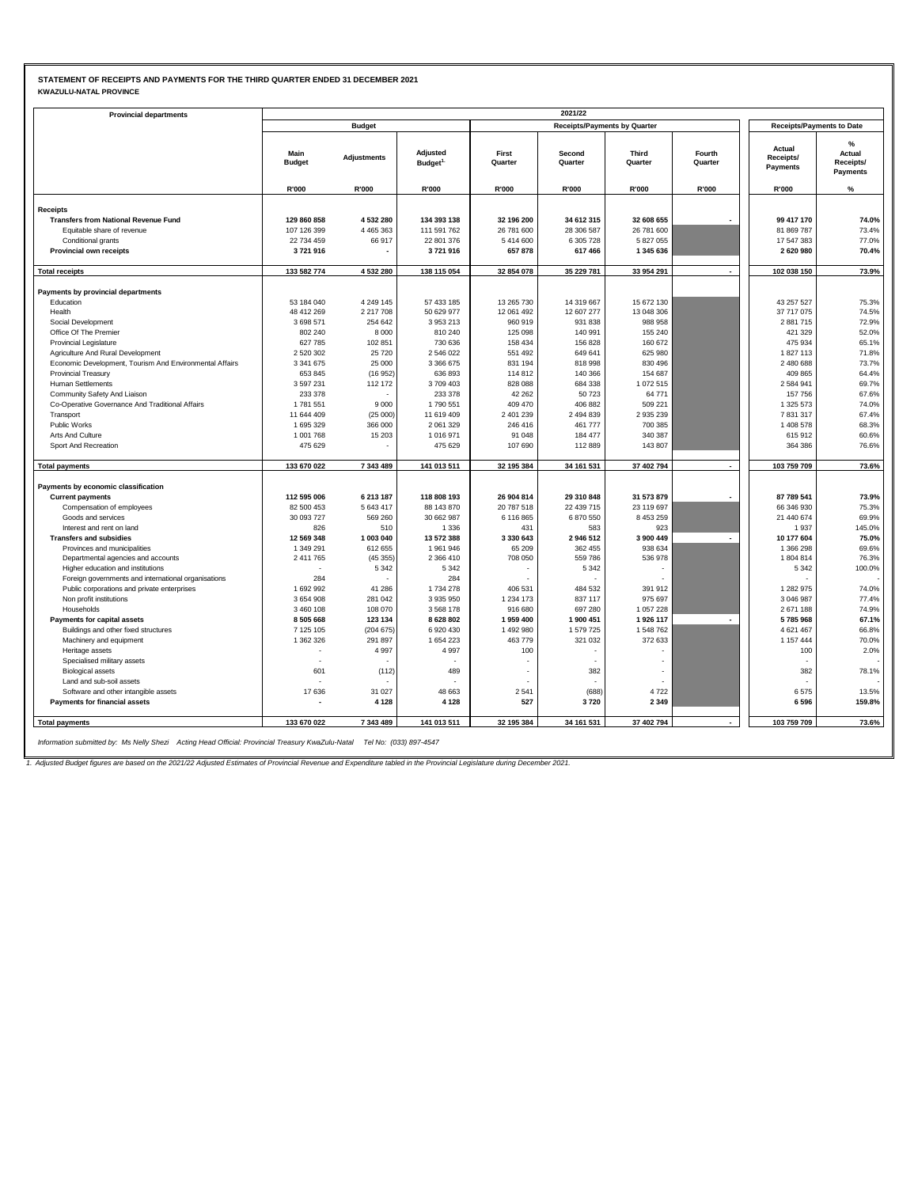# STATEMENT OF RECEIPTS AND PAYMENTS FOR THE THIRD QUARTER ENDED 31 DECEMBER 2021

**KWAZULU-NATAL PROVINCE**

| Provincial departments | 2021/22 | | | | | | | | |
|---|---|---|---|---|---|---|---|---|---|
| | Budget | | | Receipts/Payments by Quarter | | | | Receipts/Payments to Date | |
| | Main Budget | Adjustments | Adjusted Budget[1] | First Quarter | Second Quarter | Third Quarter | Fourth Quarter | Actual Receipts/ Payments | % Actual Receipts/ Payments |
| | R'000 | R'000 | R'000 | R'000 | R'000 | R'000 | R'000 | R'000 | % |
| **Receipts** | | | | | | | | | |
| **Transfers from National Revenue Fund** | **129 860 858** | **4 532 280** | **134 393 138** | **32 196 200** | **34 612 315** | **32 608 655** | **-** | **99 417 170** | **74.0%** |
| Equitable share of revenue | 107 126 399 | 4 465 363 | 111 591 762 | 26 781 600 | 28 306 587 | 26 781 600 | | 81 869 787 | 73.4% |
| Conditional grants | 22 734 459 | 66 917 | 22 801 376 | 5 414 600 | 6 305 728 | 5 827 055 | | 17 547 383 | 77.0% |
| **Provincial own receipts** | **3 721 916** | **-** | **3 721 916** | **657 878** | **617 466** | **1 345 636** | | **2 620 980** | **70.4%** |
| **Total receipts** | **133 582 774** | **4 532 280** | **138 115 054** | **32 854 078** | **35 229 781** | **33 954 291** | **-** | **102 038 150** | **73.9%** |
| **Payments by provincial departments** | | | | | | | | | |
| Education | 53 184 040 | 4 249 145 | 57 433 185 | 13 265 730 | 14 319 667 | 15 672 130 | | 43 257 527 | 75.3% |
| Health | 48 412 269 | 2 217 708 | 50 629 977 | 12 061 492 | 12 607 277 | 13 048 306 | | 37 717 075 | 74.5% |
| Social Development | 3 698 571 | 254 642 | 3 953 213 | 960 919 | 931 838 | 988 958 | | 2 881 715 | 72.9% |
| Office Of The Premier | 802 240 | 8 000 | 810 240 | 125 098 | 140 991 | 155 240 | | 421 329 | 52.0% |
| Provincial Legislature | 627 785 | 102 851 | 730 636 | 158 434 | 156 828 | 160 672 | | 475 934 | 65.1% |
| Agriculture And Rural Development | 2 520 302 | 25 720 | 2 546 022 | 551 492 | 649 641 | 625 980 | | 1 827 113 | 71.8% |
| Economic Development, Tourism And Environmental Affairs | 3 341 675 | 25 000 | 3 366 675 | 831 194 | 818 998 | 830 496 | | 2 480 688 | 73.7% |
| Provincial Treasury | 653 845 | (16 952) | 636 893 | 114 812 | 140 366 | 154 687 | | 409 865 | 64.4% |
| Human Settlements | 3 597 231 | 112 172 | 3 709 403 | 828 088 | 684 338 | 1 072 515 | | 2 584 941 | 69.7% |
| Community Safety And Liaison | 233 378 | - | 233 378 | 42 262 | 50 723 | 64 771 | | 157 756 | 67.6% |
| Co-Operative Governance And Traditional Affairs | 1 781 551 | 9 000 | 1 790 551 | 409 470 | 406 882 | 509 221 | | 1 325 573 | 74.0% |
| Transport | 11 644 409 | (25 000) | 11 619 409 | 2 401 239 | 2 494 839 | 2 935 239 | | 7 831 317 | 67.4% |
| Public Works | 1 695 329 | 366 000 | 2 061 329 | 246 416 | 461 777 | 700 385 | | 1 408 578 | 68.3% |
| Arts And Culture | 1 001 768 | 15 203 | 1 016 971 | 91 048 | 184 477 | 340 387 | | 615 912 | 60.6% |
| Sport And Recreation | 475 629 | - | 475 629 | 107 690 | 112 889 | 143 807 | | 364 386 | 76.6% |
| **Total payments** | **133 670 022** | **7 343 489** | **141 013 511** | **32 195 384** | **34 161 531** | **37 402 794** | **-** | **103 759 709** | **73.6%** |
| **Payments by economic classification** | | | | | | | | | |
| **Current payments** | **112 595 006** | **6 213 187** | **118 808 193** | **26 904 814** | **29 310 848** | **31 573 879** | **-** | **87 789 541** | **73.9%** |
| Compensation of employees | 82 500 453 | 5 643 417 | 88 143 870 | 20 787 518 | 22 439 715 | 23 119 697 | | 66 346 930 | 75.3% |
| Goods and services | 30 093 727 | 569 260 | 30 662 987 | 6 116 865 | 6 870 550 | 8 453 259 | | 21 440 674 | 69.9% |
| Interest and rent on land | 826 | 510 | 1 336 | 431 | 583 | 923 | | 1 937 | 145.0% |
| **Transfers and subsidies** | **12 569 348** | **1 003 040** | **13 572 388** | **3 330 643** | **2 946 512** | **3 900 449** | **-** | **10 177 604** | **75.0%** |
| Provinces and municipalities | 1 349 291 | 612 655 | 1 961 946 | 65 209 | 362 455 | 938 634 | | 1 366 298 | 69.6% |
| Departmental agencies and accounts | 2 411 765 | (45 355) | 2 366 410 | 708 050 | 559 786 | 536 978 | | 1 804 814 | 76.3% |
| Higher education and institutions | - | 5 342 | 5 342 | - | 5 342 | - | | 5 342 | 100.0% |
| Foreign governments and international organisations | 284 | - | 284 | - | - | - | | - | - |
| Public corporations and private enterprises | 1 692 992 | 41 286 | 1 734 278 | 406 531 | 484 532 | 391 912 | | 1 282 975 | 74.0% |
| Non profit institutions | 3 654 908 | 281 042 | 3 935 950 | 1 234 173 | 837 117 | 975 697 | | 3 046 987 | 77.4% |
| Households | 3 460 108 | 108 070 | 3 568 178 | 916 680 | 697 280 | 1 057 228 | | 2 671 188 | 74.9% |
| **Payments for capital assets** | **8 505 668** | **123 134** | **8 628 802** | **1 959 400** | **1 900 451** | **1 926 117** | **-** | **5 785 968** | **67.1%** |
| Buildings and other fixed structures | 7 125 105 | (204 675) | 6 920 430 | 1 492 980 | 1 579 725 | 1 548 762 | | 4 621 467 | 66.8% |
| Machinery and equipment | 1 362 326 | 291 897 | 1 654 223 | 463 779 | 321 032 | 372 633 | | 1 157 444 | 70.0% |
| Heritage assets | - | 4 997 | 4 997 | 100 | - | - | | 100 | 2.0% |
| Specialised military assets | - | - | - | - | - | - | | - | - |
| Biological assets | 601 | (112) | 489 | - | 382 | - | | 382 | 78.1% |
| Land and sub-soil assets | - | - | - | - | - | - | | - | - |
| Software and other intangible assets | 17 636 | 31 027 | 48 663 | 2 541 | (688) | 4 722 | | 6 575 | 13.5% |
| **Payments for financial assets** | **-** | **4 128** | **4 128** | **527** | **3 720** | **2 349** | | **6 596** | **159.8%** |
| **Total payments** | **133 670 022** | **7 343 489** | **141 013 511** | **32 195 384** | **34 161 531** | **37 402 794** | **-** | **103 759 709** | **73.6%** |

*Information submitted by: Ms Nelly Shezi Acting Head Official: Provincial Treasury KwaZulu-Natal Tel No: (033) 897-4547*

*1. Adjusted Budget figures are based on the 2021/22 Adjusted Estimates of Provincial Revenue and Expenditure tabled in the Provincial Legislature during December 2021.*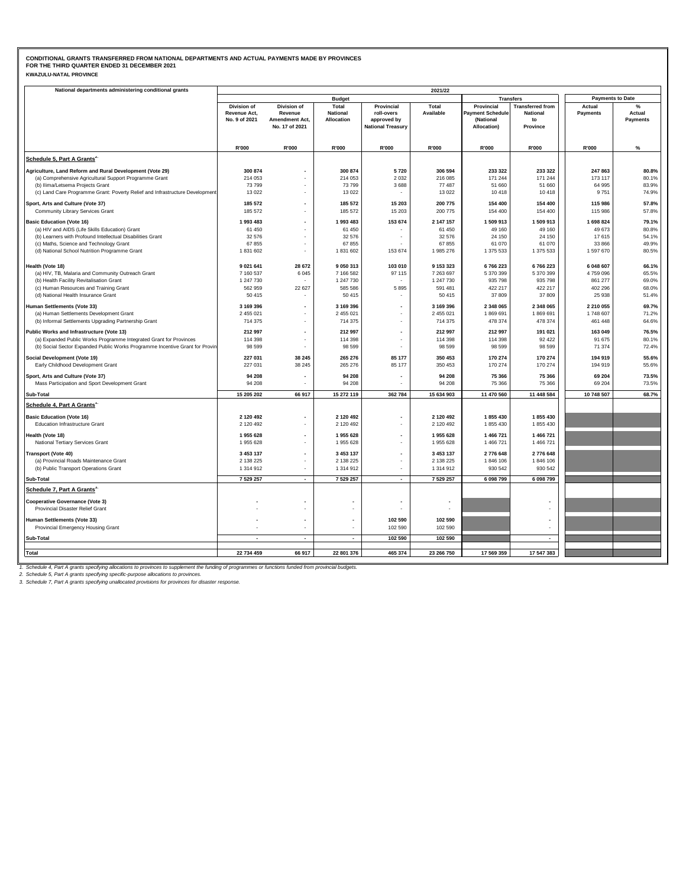**CONDITIONAL GRANTS TRANSFERRED FROM NATIONAL DEPARTMENTS AND ACTUAL PAYMENTS MADE BY PROVINCES**
**FOR THE THIRD QUARTER ENDED 31 DECEMBER 2021**
**KWAZULU-NATAL PROVINCE**

| National departments administering conditional grants | 2021/22 | | | | | | | | |
|---|---|---|---|---|---|---|---|---|---|
| | Budget | | | | | Transfers | | Payments to Date | |
| | Division of Revenue Act, No. 9 of 2021 | Division of Revenue Amendment Act, No. 17 of 2021 | Total National Allocation | Provincial roll-overs approved by National Treasury | Total Available | Provincial Payment Schedule (National Allocation) | Transferred from National to Province | Actual Payments | % Actual Payments |
| | R'000 | R'000 | R'000 | R'000 | R'000 | R'000 | R'000 | R'000 | % |
| **Schedule 5, Part A Grants[2]** | | | | | | | | | |
| **Agriculture, Land Reform and Rural Development (Vote 29)** | **300 874** | **-** | **300 874** | **5 720** | **306 594** | **233 322** | **233 322** | **247 863** | **80.8%** |
| (a) Comprehensive Agricultural Support Programme Grant | 214 053 | - | 214 053 | 2 032 | 216 085 | 171 244 | 171 244 | 173 117 | 80.1% |
| (b) Ilima/Letsema Projects Grant | 73 799 | - | 73 799 | 3 688 | 77 487 | 51 660 | 51 660 | 64 995 | 83.9% |
| (c) Land Care Programme Grant: Poverty Relief and Infrastructure Development | 13 022 | - | 13 022 | - | 13 022 | 10 418 | 10 418 | 9 751 | 74.9% |
| **Sport, Arts and Culture (Vote 37)** | **185 572** | **-** | **185 572** | **15 203** | **200 775** | **154 400** | **154 400** | **115 986** | **57.8%** |
| Community Library Services Grant | 185 572 | - | 185 572 | 15 203 | 200 775 | 154 400 | 154 400 | 115 986 | 57.8% |
| **Basic Education (Vote 16)** | **1 993 483** | **-** | **1 993 483** | **153 674** | **2 147 157** | **1 509 913** | **1 509 913** | **1 698 824** | **79.1%** |
| (a) HIV and AIDS (Life Skills Education) Grant | 61 450 | - | 61 450 | - | 61 450 | 49 160 | 49 160 | 49 673 | 80.8% |
| (b) Learners with Profound Intellectual Disabilities Grant | 32 576 | - | 32 576 | - | 32 576 | 24 150 | 24 150 | 17 615 | 54.1% |
| (c) Maths, Science and Technology Grant | 67 855 | - | 67 855 | - | 67 855 | 61 070 | 61 070 | 33 866 | 49.9% |
| (d) National School Nutrition Programme Grant | 1 831 602 | - | 1 831 602 | 153 674 | 1 985 276 | 1 375 533 | 1 375 533 | 1 597 670 | 80.5% |
| **Health (Vote 18)** | **9 021 641** | **28 672** | **9 050 313** | **103 010** | **9 153 323** | **6 766 223** | **6 766 223** | **6 048 607** | **66.1%** |
| (a) HIV, TB, Malaria and Community Outreach Grant | 7 160 537 | 6 045 | 7 166 582 | 97 115 | 7 263 697 | 5 370 399 | 5 370 399 | 4 759 096 | 65.5% |
| (b) Health Facility Revitalisation Grant | 1 247 730 | - | 1 247 730 | - | 1 247 730 | 935 798 | 935 798 | 861 277 | 69.0% |
| (c) Human Resources and Training Grant | 562 959 | 22 627 | 585 586 | 5 895 | 591 481 | 422 217 | 422 217 | 402 296 | 68.0% |
| (d) National Health Insurance Grant | 50 415 | - | 50 415 | - | 50 415 | 37 809 | 37 809 | 25 938 | 51.4% |
| **Human Settlements (Vote 33)** | **3 169 396** | **-** | **3 169 396** | **-** | **3 169 396** | **2 348 065** | **2 348 065** | **2 210 055** | **69.7%** |
| (a) Human Settlements Development Grant | 2 455 021 | - | 2 455 021 | - | 2 455 021 | 1 869 691 | 1 869 691 | 1 748 607 | 71.2% |
| (b) Informal Settlements Upgrading Partnership Grant | 714 375 | - | 714 375 | - | 714 375 | 478 374 | 478 374 | 461 448 | 64.6% |
| **Public Works and Infrastructure (Vote 13)** | **212 997** | **-** | **212 997** | **-** | **212 997** | **212 997** | **191 021** | **163 049** | **76.5%** |
| (a) Expanded Public Works Programme Integrated Grant for Provinces | 114 398 | - | 114 398 | - | 114 398 | 114 398 | 92 422 | 91 675 | 80.1% |
| (b) Social Sector Expanded Public Works Programme Incentive Grant for Provin | 98 599 | - | 98 599 | - | 98 599 | 98 599 | 98 599 | 71 374 | 72.4% |
| **Social Development (Vote 19)** | **227 031** | **38 245** | **265 276** | **85 177** | **350 453** | **170 274** | **170 274** | **194 919** | **55.6%** |
| Early Childhood Development Grant | 227 031 | 38 245 | 265 276 | 85 177 | 350 453 | 170 274 | 170 274 | 194 919 | 55.6% |
| **Sport, Arts and Culture (Vote 37)** | **94 208** | **-** | **94 208** | **-** | **94 208** | **75 366** | **75 366** | **69 204** | **73.5%** |
| Mass Participation and Sport Development Grant | 94 208 | - | 94 208 | - | 94 208 | 75 366 | 75 366 | 69 204 | 73.5% |
| **Sub-Total** | **15 205 202** | **66 917** | **15 272 119** | **362 784** | **15 634 903** | **11 470 560** | **11 448 584** | **10 748 507** | **68.7%** |
| **Schedule 4, Part A Grants[1]** | | | | | | | | | |
| **Basic Education (Vote 16)** | **2 120 492** | **-** | **2 120 492** | **-** | **2 120 492** | **1 855 430** | **1 855 430** | | |
| Education Infrastructure Grant | 2 120 492 | - | 2 120 492 | - | 2 120 492 | 1 855 430 | 1 855 430 | | |
| **Health (Vote 18)** | **1 955 628** | **-** | **1 955 628** | **-** | **1 955 628** | **1 466 721** | **1 466 721** | | |
| National Tertiary Services Grant | 1 955 628 | - | 1 955 628 | - | 1 955 628 | 1 466 721 | 1 466 721 | | |
| **Transport (Vote 40)** | **3 453 137** | **-** | **3 453 137** | **-** | **3 453 137** | **2 776 648** | **2 776 648** | | |
| (a) Provincial Roads Maintenance Grant | 2 138 225 | - | 2 138 225 | - | 2 138 225 | 1 846 106 | 1 846 106 | | |
| (b) Public Transport Operations Grant | 1 314 912 | - | 1 314 912 | - | 1 314 912 | 930 542 | 930 542 | | |
| **Sub-Total** | **7 529 257** | **-** | **7 529 257** | **-** | **7 529 257** | **6 098 799** | **6 098 799** | | |
| **Schedule 7, Part A Grants[3]** | | | | | | | | | |
| **Cooperative Governance (Vote 3)** | **-** | **-** | **-** | **-** | **-** | | **-** | | |
| Provincial Disaster Relief Grant | - | - | - | - | - | | - | | |
| **Human Settlements (Vote 33)** | **-** | **-** | **-** | **102 590** | **102 590** | | **-** | | |
| Provincial Emergency Housing Grant | - | - | - | 102 590 | 102 590 | | - | | |
| **Sub-Total** | **-** | **-** | **-** | **102 590** | **102 590** | | **-** | | |
| **Total** | **22 734 459** | **66 917** | **22 801 376** | **465 374** | **23 266 750** | **17 569 359** | **17 547 383** | | |

*1. Schedule 4, Part A grants specifying allocations to provinces to supplement the funding of programmes or functions funded from provincial budgets.*
*2. Schedule 5, Part A grants specifying specific-purpose allocations to provinces.*
*3. Schedule 7, Part A grants specifying unallocated provisions for provinces for disaster response.*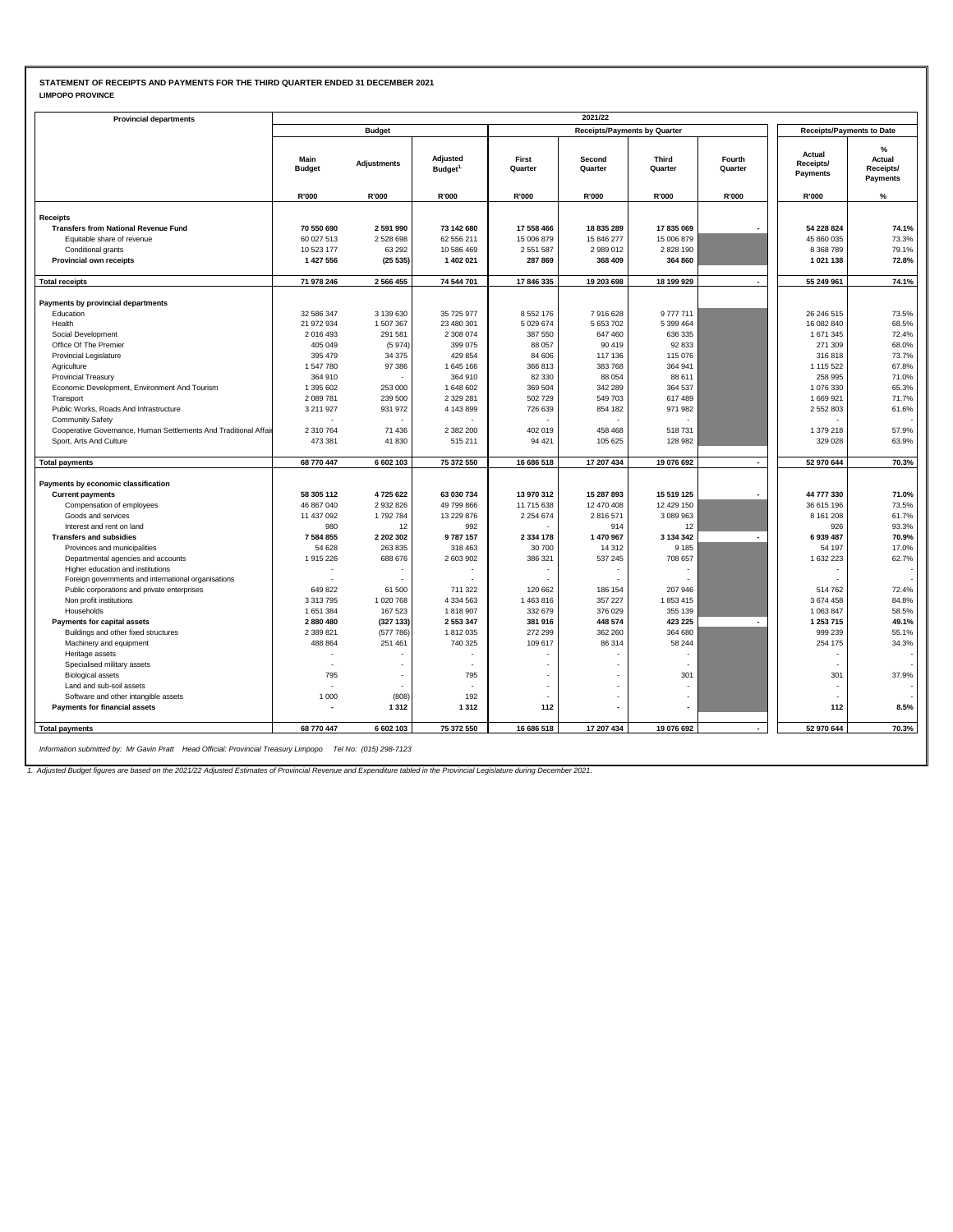**STATEMENT OF RECEIPTS AND PAYMENTS FOR THE THIRD QUARTER ENDED 31 DECEMBER 2021**
**LIMPOPO PROVINCE**

| Provincial departments | 2021/22 | | | | | | | | |
|---|---|---|---|---|---|---|---|---|---|
| | Budget | | | Receipts/Payments by Quarter | | | | Receipts/Payments to Date | |
| | Main Budget | Adjustments | Adjusted Budget[1] | First Quarter | Second Quarter | Third Quarter | Fourth Quarter | Actual Receipts/ Payments | % Actual Receipts/ Payments |
| | R'000 | R'000 | R'000 | R'000 | R'000 | R'000 | R'000 | R'000 | % |
| **Receipts** | | | | | | | | | |
| **Transfers from National Revenue Fund** | **70 550 690** | **2 591 990** | **73 142 680** | **17 558 466** | **18 835 289** | **17 835 069** | **-** | **54 228 824** | **74.1%** |
| Equitable share of revenue | 60 027 513 | 2 528 698 | 62 556 211 | 15 006 879 | 15 846 277 | 15 006 879 | | 45 860 035 | 73.3% |
| Conditional grants | 10 523 177 | 63 292 | 10 586 469 | 2 551 587 | 2 989 012 | 2 828 190 | | 8 368 789 | 79.1% |
| **Provincial own receipts** | **1 427 556** | **(25 535)** | **1 402 021** | **287 869** | **368 409** | **364 860** | | **1 021 138** | **72.8%** |
| **Total receipts** | **71 978 246** | **2 566 455** | **74 544 701** | **17 846 335** | **19 203 698** | **18 199 929** | **-** | **55 249 961** | **74.1%** |
| **Payments by provincial departments** | | | | | | | | | |
| Education | 32 586 347 | 3 139 630 | 35 725 977 | 8 552 176 | 7 916 628 | 9 777 711 | | 26 246 515 | 73.5% |
| Health | 21 972 934 | 1 507 367 | 23 480 301 | 5 029 674 | 5 653 702 | 5 399 464 | | 16 082 840 | 68.5% |
| Social Development | 2 016 493 | 291 581 | 2 308 074 | 387 550 | 647 460 | 636 335 | | 1 671 345 | 72.4% |
| Office Of The Premier | 405 049 | (5 974) | 399 075 | 88 057 | 90 419 | 92 833 | | 271 309 | 68.0% |
| Provincial Legislature | 395 479 | 34 375 | 429 854 | 84 606 | 117 136 | 115 076 | | 316 818 | 73.7% |
| Agriculture | 1 547 780 | 97 386 | 1 645 166 | 366 813 | 383 768 | 364 941 | | 1 115 522 | 67.8% |
| Provincial Treasury | 364 910 | - | 364 910 | 82 330 | 88 054 | 88 611 | | 258 995 | 71.0% |
| Economic Development, Environment And Tourism | 1 395 602 | 253 000 | 1 648 602 | 369 504 | 342 289 | 364 537 | | 1 076 330 | 65.3% |
| Transport | 2 089 781 | 239 500 | 2 329 281 | 502 729 | 549 703 | 617 489 | | 1 669 921 | 71.7% |
| Public Works, Roads And Infrastructure | 3 211 927 | 931 972 | 4 143 899 | 726 639 | 854 182 | 971 982 | | 2 552 803 | 61.6% |
| Community Safety | - | - | - | - | - | - | | - | - |
| Cooperative Governance, Human Settlements And Traditional Affairs | 2 310 764 | 71 436 | 2 382 200 | 402 019 | 458 468 | 518 731 | | 1 379 218 | 57.9% |
| Sport, Arts And Culture | 473 381 | 41 830 | 515 211 | 94 421 | 105 625 | 128 982 | | 329 028 | 63.9% |
| **Total payments** | **68 770 447** | **6 602 103** | **75 372 550** | **16 686 518** | **17 207 434** | **19 076 692** | **-** | **52 970 644** | **70.3%** |
| **Payments by economic classification** | | | | | | | | | |
| **Current payments** | **58 305 112** | **4 725 622** | **63 030 734** | **13 970 312** | **15 287 893** | **15 519 125** | **-** | **44 777 330** | **71.0%** |
| Compensation of employees | 46 867 040 | 2 932 826 | 49 799 866 | 11 715 638 | 12 470 408 | 12 429 150 | | 36 615 196 | 73.5% |
| Goods and services | 11 437 092 | 1 792 784 | 13 229 876 | 2 254 674 | 2 816 571 | 3 089 963 | | 8 161 208 | 61.7% |
| Interest and rent on land | 980 | 12 | 992 | - | 914 | 12 | | 926 | 93.3% |
| **Transfers and subsidies** | **7 584 855** | **2 202 302** | **9 787 157** | **2 334 178** | **1 470 967** | **3 134 342** | **-** | **6 939 487** | **70.9%** |
| Provinces and municipalities | 54 628 | 263 835 | 318 463 | 30 700 | 14 312 | 9 185 | | 54 197 | 17.0% |
| Departmental agencies and accounts | 1 915 226 | 688 676 | 2 603 902 | 386 321 | 537 245 | 708 657 | | 1 632 223 | 62.7% |
| Higher education and institutions | - | - | - | - | - | - | | - | - |
| Foreign governments and international organisations | - | - | - | - | - | - | | - | - |
| Public corporations and private enterprises | 649 822 | 61 500 | 711 322 | 120 662 | 186 154 | 207 946 | | 514 762 | 72.4% |
| Non profit institutions | 3 313 795 | 1 020 768 | 4 334 563 | 1 463 816 | 357 227 | 1 853 415 | | 3 674 458 | 84.8% |
| Households | 1 651 384 | 167 523 | 1 818 907 | 332 679 | 376 029 | 355 139 | | 1 063 847 | 58.5% |
| **Payments for capital assets** | **2 880 480** | **(327 133)** | **2 553 347** | **381 916** | **448 574** | **423 225** | **-** | **1 253 715** | **49.1%** |
| Buildings and other fixed structures | 2 389 821 | (577 786) | 1 812 035 | 272 299 | 362 260 | 364 680 | | 999 239 | 55.1% |
| Machinery and equipment | 488 864 | 251 461 | 740 325 | 109 617 | 86 314 | 58 244 | | 254 175 | 34.3% |
| Heritage assets | - | - | - | - | - | - | | - | - |
| Specialised military assets | - | - | - | - | - | - | | - | - |
| Biological assets | 795 | - | 795 | - | - | 301 | | 301 | 37.9% |
| Land and sub-soil assets | - | - | - | - | - | - | | - | - |
| Software and other intangible assets | 1 000 | (808) | 192 | - | - | - | | - | - |
| **Payments for financial assets** | **-** | **1 312** | **1 312** | **112** | **-** | **-** | | **112** | **8.5%** |
| **Total payments** | **68 770 447** | **6 602 103** | **75 372 550** | **16 686 518** | **17 207 434** | **19 076 692** | **-** | **52 970 644** | **70.3%** |

*Information submitted by: Mr Gavin Pratt Head Official: Provincial Treasury Limpopo Tel No: (015) 298-7123*

*1. Adjusted Budget figures are based on the 2021/22 Adjusted Estimates of Provincial Revenue and Expenditure tabled in the Provincial Legislature during December 2021.*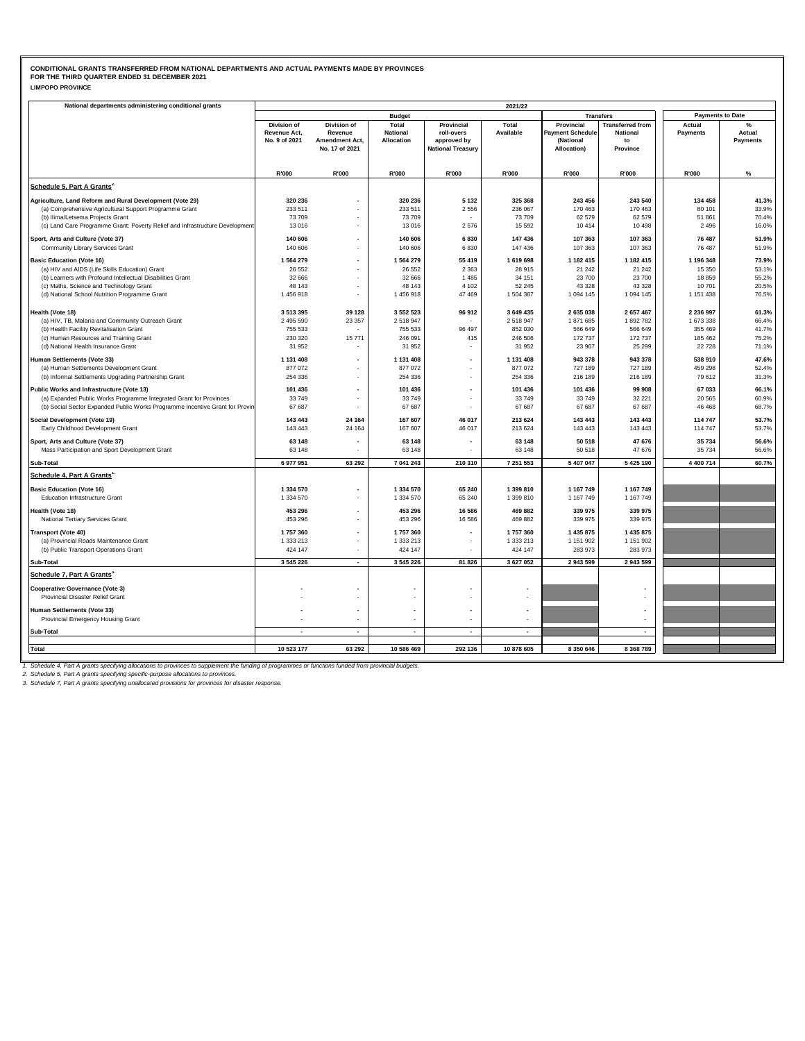**CONDITIONAL GRANTS TRANSFERRED FROM NATIONAL DEPARTMENTS AND ACTUAL PAYMENTS MADE BY PROVINCES**
**FOR THE THIRD QUARTER ENDED 31 DECEMBER 2021**
**LIMPOPO PROVINCE**

| National departments administering conditional grants | 2021/22 | | | | | | | | |
|---|---|---|---|---|---|---|---|---|---|
| | Budget | | | | | Transfers | | Payments to Date | |
| | Division of Revenue Act, No. 9 of 2021 | Division of Revenue Amendment Act, No. 17 of 2021 | Total National Allocation | Provincial roll-overs approved by National Treasury | Total Available | Provincial Payment Schedule (National Allocation) | Transferred from National to Province | Actual Payments | % Actual Payments |
| | R'000 | R'000 | R'000 | R'000 | R'000 | R'000 | R'000 | R'000 | % |
| **Schedule 5, Part A Grants[2]** | | | | | | | | | |
| **Agriculture, Land Reform and Rural Development (Vote 29)** | **320 236** | **-** | **320 236** | **5 132** | **325 368** | **243 456** | **243 540** | **134 458** | **41.3%** |
| (a) Comprehensive Agricultural Support Programme Grant | 233 511 | - | 233 511 | 2 556 | 236 067 | 170 463 | 170 463 | 80 101 | 33.9% |
| (b) Ilima/Letsema Projects Grant | 73 709 | - | 73 709 | - | 73 709 | 62 579 | 62 579 | 51 861 | 70.4% |
| (c) Land Care Programme Grant: Poverty Relief and Infrastructure Development | 13 016 | - | 13 016 | 2 576 | 15 592 | 10 414 | 10 498 | 2 496 | 16.0% |
| **Sport, Arts and Culture (Vote 37)** | **140 606** | **-** | **140 606** | **6 830** | **147 436** | **107 363** | **107 363** | **76 487** | **51.9%** |
| Community Library Services Grant | 140 606 | - | 140 606 | 6 830 | 147 436 | 107 363 | 107 363 | 76 487 | 51.9% |
| **Basic Education (Vote 16)** | **1 564 279** | **-** | **1 564 279** | **55 419** | **1 619 698** | **1 182 415** | **1 182 415** | **1 196 348** | **73.9%** |
| (a) HIV and AIDS (Life Skills Education) Grant | 26 552 | - | 26 552 | 2 363 | 28 915 | 21 242 | 21 242 | 15 350 | 53.1% |
| (b) Learners with Profound Intellectual Disabilities Grant | 32 666 | - | 32 666 | 1 485 | 34 151 | 23 700 | 23 700 | 18 859 | 55.2% |
| (c) Maths, Science and Technology Grant | 48 143 | - | 48 143 | 4 102 | 52 245 | 43 328 | 43 328 | 10 701 | 20.5% |
| (d) National School Nutrition Programme Grant | 1 456 918 | - | 1 456 918 | 47 469 | 1 504 387 | 1 094 145 | 1 094 145 | 1 151 438 | 76.5% |
| **Health (Vote 18)** | **3 513 395** | **39 128** | **3 552 523** | **96 912** | **3 649 435** | **2 635 038** | **2 657 467** | **2 236 997** | **61.3%** |
| (a) HIV, TB, Malaria and Community Outreach Grant | 2 495 590 | 23 357 | 2 518 947 | - | 2 518 947 | 1 871 685 | 1 892 782 | 1 673 338 | 66.4% |
| (b) Health Facility Revitalisation Grant | 755 533 | - | 755 533 | 96 497 | 852 030 | 566 649 | 566 649 | 355 469 | 41.7% |
| (c) Human Resources and Training Grant | 230 320 | 15 771 | 246 091 | 415 | 246 506 | 172 737 | 172 737 | 185 462 | 75.2% |
| (d) National Health Insurance Grant | 31 952 | - | 31 952 | - | 31 952 | 23 967 | 25 299 | 22 728 | 71.1% |
| **Human Settlements (Vote 33)** | **1 131 408** | **-** | **1 131 408** | **-** | **1 131 408** | **943 378** | **943 378** | **538 910** | **47.6%** |
| (a) Human Settlements Development Grant | 877 072 | - | 877 072 | - | 877 072 | 727 189 | 727 189 | 459 298 | 52.4% |
| (b) Informal Settlements Upgrading Partnership Grant | 254 336 | - | 254 336 | - | 254 336 | 216 189 | 216 189 | 79 612 | 31.3% |
| **Public Works and Infrastructure (Vote 13)** | **101 436** | **-** | **101 436** | **-** | **101 436** | **101 436** | **99 908** | **67 033** | **66.1%** |
| (a) Expanded Public Works Programme Integrated Grant for Provinces | 33 749 | - | 33 749 | - | 33 749 | 33 749 | 32 221 | 20 565 | 60.9% |
| (b) Social Sector Expanded Public Works Programme Incentive Grant for Provin | 67 687 | - | 67 687 | - | 67 687 | 67 687 | 67 687 | 46 468 | 68.7% |
| **Social Development (Vote 19)** | **143 443** | **24 164** | **167 607** | **46 017** | **213 624** | **143 443** | **143 443** | **114 747** | **53.7%** |
| Early Childhood Development Grant | 143 443 | 24 164 | 167 607 | 46 017 | 213 624 | 143 443 | 143 443 | 114 747 | 53.7% |
| **Sport, Arts and Culture (Vote 37)** | **63 148** | **-** | **63 148** | **-** | **63 148** | **50 518** | **47 676** | **35 734** | **56.6%** |
| Mass Participation and Sport Development Grant | 63 148 | - | 63 148 | - | 63 148 | 50 518 | 47 676 | 35 734 | 56.6% |
| **Sub-Total** | **6 977 951** | **63 292** | **7 041 243** | **210 310** | **7 251 553** | **5 407 047** | **5 425 190** | **4 400 714** | **60.7%** |
| **Schedule 4, Part A Grants[1]** | | | | | | | | | |
| **Basic Education (Vote 16)** | **1 334 570** | **-** | **1 334 570** | **65 240** | **1 399 810** | **1 167 749** | **1 167 749** | | |
| Education Infrastructure Grant | 1 334 570 | - | 1 334 570 | 65 240 | 1 399 810 | 1 167 749 | 1 167 749 | | |
| **Health (Vote 18)** | **453 296** | **-** | **453 296** | **16 586** | **469 882** | **339 975** | **339 975** | | |
| National Tertiary Services Grant | 453 296 | - | 453 296 | 16 586 | 469 882 | 339 975 | 339 975 | | |
| **Transport (Vote 40)** | **1 757 360** | **-** | **1 757 360** | **-** | **1 757 360** | **1 435 875** | **1 435 875** | | |
| (a) Provincial Roads Maintenance Grant | 1 333 213 | - | 1 333 213 | - | 1 333 213 | 1 151 902 | 1 151 902 | | |
| (b) Public Transport Operations Grant | 424 147 | - | 424 147 | - | 424 147 | 283 973 | 283 973 | | |
| **Sub-Total** | **3 545 226** | **-** | **3 545 226** | **81 826** | **3 627 052** | **2 943 599** | **2 943 599** | | |
| **Schedule 7, Part A Grants[3]** | | | | | | | | | |
| **Cooperative Governance (Vote 3)** | **-** | **-** | **-** | **-** | **-** | | **-** | | |
| Provincial Disaster Relief Grant | - | - | - | - | - | | - | | |
| **Human Settlements (Vote 33)** | **-** | **-** | **-** | **-** | **-** | | **-** | | |
| Provincial Emergency Housing Grant | - | - | - | - | - | | - | | |
| **Sub-Total** | **-** | **-** | **-** | **-** | **-** | | **-** | | |
| **Total** | **10 523 177** | **63 292** | **10 586 469** | **292 136** | **10 878 605** | **8 350 646** | **8 368 789** | | |

*1. Schedule 4, Part A grants specifying allocations to provinces to supplement the funding of programmes or functions funded from provincial budgets.*
*2. Schedule 5, Part A grants specifying specific-purpose allocations to provinces.*
*3. Schedule 7, Part A grants specifying unallocated provisions for provinces for disaster response.*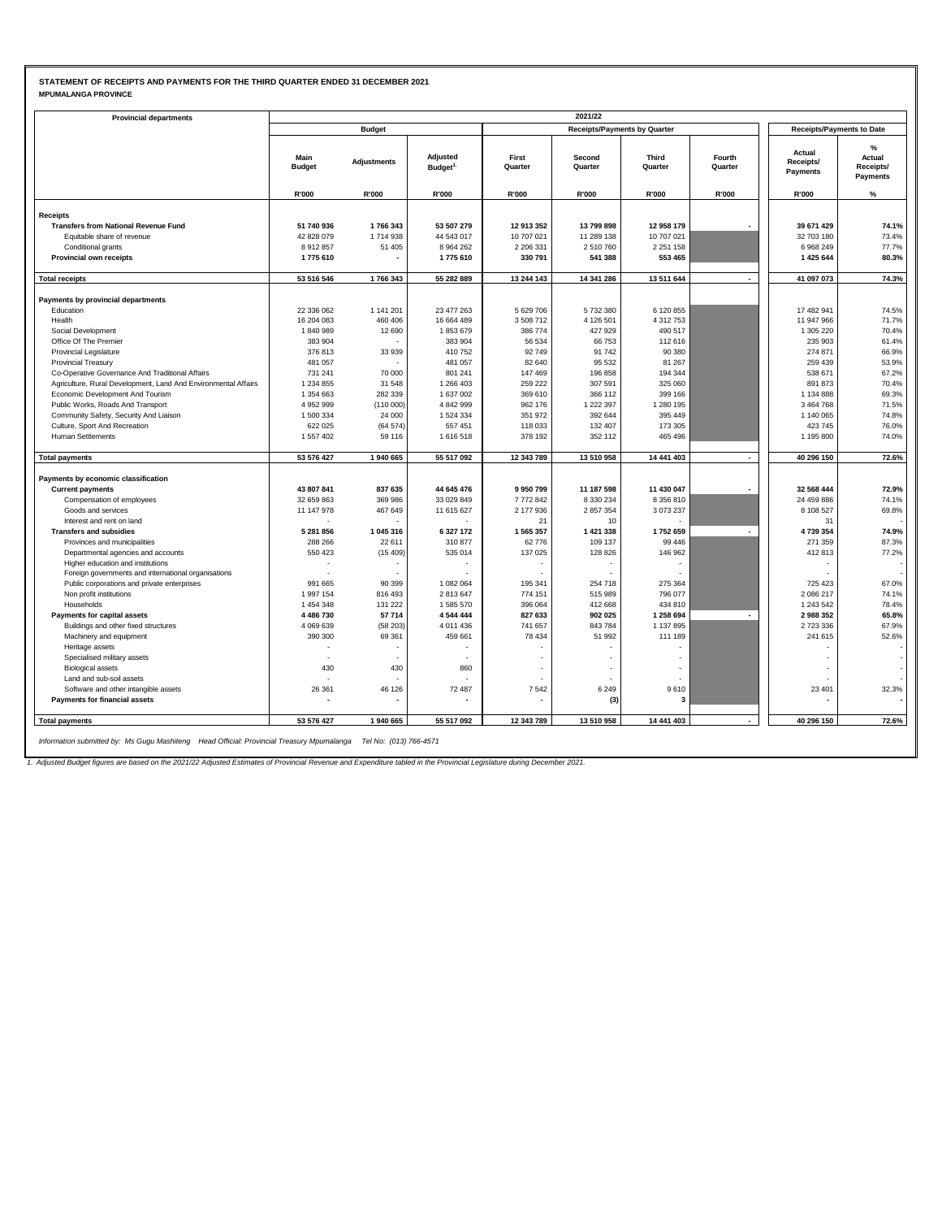**STATEMENT OF RECEIPTS AND PAYMENTS FOR THE THIRD QUARTER ENDED 31 DECEMBER 2021**

**MPUMALANGA PROVINCE**

| Provincial departments | 2021/22 | | | | | | | | |
|---|---|---|---|---|---|---|---|---|---|
| | Budget | | | Receipts/Payments by Quarter | | | | Receipts/Payments to Date | |
| | Main Budget | Adjustments | Adjusted Budget[1] | First Quarter | Second Quarter | Third Quarter | Fourth Quarter | Actual Receipts/ Payments | % Actual Receipts/ Payments |
| | R'000 | R'000 | R'000 | R'000 | R'000 | R'000 | R'000 | R'000 | % |
| **Receipts** | | | | | | | | | |
| **Transfers from National Revenue Fund** | **51 740 936** | **1 766 343** | **53 507 279** | **12 913 352** | **13 799 898** | **12 958 179** | **-** | **39 671 429** | **74.1%** |
| Equitable share of revenue | 42 828 079 | 1 714 938 | 44 543 017 | 10 707 021 | 11 289 138 | 10 707 021 | | 32 703 180 | 73.4% |
| Conditional grants | 8 912 857 | 51 405 | 8 964 262 | 2 206 331 | 2 510 760 | 2 251 158 | | 6 968 249 | 77.7% |
| **Provincial own receipts** | **1 775 610** | **-** | **1 775 610** | **330 791** | **541 388** | **553 465** | | **1 425 644** | **80.3%** |
| **Total receipts** | **53 516 546** | **1 766 343** | **55 282 889** | **13 244 143** | **14 341 286** | **13 511 644** | **-** | **41 097 073** | **74.3%** |
| **Payments by provincial departments** | | | | | | | | | |
| Education | 22 336 062 | 1 141 201 | 23 477 263 | 5 629 706 | 5 732 380 | 6 120 855 | | 17 482 941 | 74.5% |
| Health | 16 204 083 | 460 406 | 16 664 489 | 3 508 712 | 4 126 501 | 4 312 753 | | 11 947 966 | 71.7% |
| Social Development | 1 840 989 | 12 690 | 1 853 679 | 386 774 | 427 929 | 490 517 | | 1 305 220 | 70.4% |
| Office Of The Premier | 383 904 | - | 383 904 | 56 534 | 66 753 | 112 616 | | 235 903 | 61.4% |
| Provincial Legislature | 376 813 | 33 939 | 410 752 | 92 749 | 91 742 | 90 380 | | 274 871 | 66.9% |
| Provincial Treasury | 481 057 | - | 481 057 | 82 640 | 95 532 | 81 267 | | 259 439 | 53.9% |
| Co-Operative Governance And Traditional Affairs | 731 241 | 70 000 | 801 241 | 147 469 | 196 858 | 194 344 | | 538 671 | 67.2% |
| Agriculture, Rural Development, Land And Environmental Affairs | 1 234 855 | 31 548 | 1 266 403 | 259 222 | 307 591 | 325 060 | | 891 873 | 70.4% |
| Economic Development And Tourism | 1 354 663 | 282 339 | 1 637 002 | 369 610 | 366 112 | 399 166 | | 1 134 888 | 69.3% |
| Public Works, Roads And Transport | 4 952 999 | (110 000) | 4 842 999 | 962 176 | 1 222 397 | 1 280 195 | | 3 464 768 | 71.5% |
| Community Safety, Security And Liaison | 1 500 334 | 24 000 | 1 524 334 | 351 972 | 392 644 | 395 449 | | 1 140 065 | 74.8% |
| Culture, Sport And Recreation | 622 025 | (64 574) | 557 451 | 118 033 | 132 407 | 173 305 | | 423 745 | 76.0% |
| Human Settlements | 1 557 402 | 59 116 | 1 616 518 | 378 192 | 352 112 | 465 496 | | 1 195 800 | 74.0% |
| **Total payments** | **53 576 427** | **1 940 665** | **55 517 092** | **12 343 789** | **13 510 958** | **14 441 403** | **-** | **40 296 150** | **72.6%** |
| **Payments by economic classification** | | | | | | | | | |
| **Current payments** | **43 807 841** | **837 635** | **44 645 476** | **9 950 799** | **11 187 598** | **11 430 047** | **-** | **32 568 444** | **72.9%** |
| Compensation of employees | 32 659 863 | 369 986 | 33 029 849 | 7 772 842 | 8 330 234 | 8 356 810 | | 24 459 886 | 74.1% |
| Goods and services | 11 147 978 | 467 649 | 11 615 627 | 2 177 936 | 2 857 354 | 3 073 237 | | 8 108 527 | 69.8% |
| Interest and rent on land | - | - | - | 21 | 10 | - | | 31 | - |
| **Transfers and subsidies** | **5 281 856** | **1 045 316** | **6 327 172** | **1 565 357** | **1 421 338** | **1 752 659** | **-** | **4 739 354** | **74.9%** |
| Provinces and municipalities | 288 266 | 22 611 | 310 877 | 62 776 | 109 137 | 99 446 | | 271 359 | 87.3% |
| Departmental agencies and accounts | 550 423 | (15 409) | 535 014 | 137 025 | 128 826 | 146 962 | | 412 813 | 77.2% |
| Higher education and institutions | - | - | - | - | - | - | | - | - |
| Foreign governments and international organisations | - | - | - | - | - | - | | - | - |
| Public corporations and private enterprises | 991 665 | 90 399 | 1 082 064 | 195 341 | 254 718 | 275 364 | | 725 423 | 67.0% |
| Non profit institutions | 1 997 154 | 816 493 | 2 813 647 | 774 151 | 515 989 | 796 077 | | 2 086 217 | 74.1% |
| Households | 1 454 348 | 131 222 | 1 585 570 | 396 064 | 412 668 | 434 810 | | 1 243 542 | 78.4% |
| **Payments for capital assets** | **4 486 730** | **57 714** | **4 544 444** | **827 633** | **902 025** | **1 258 694** | **-** | **2 988 352** | **65.8%** |
| Buildings and other fixed structures | 4 069 639 | (58 203) | 4 011 436 | 741 657 | 843 784 | 1 137 895 | | 2 723 336 | 67.9% |
| Machinery and equipment | 390 300 | 69 361 | 459 661 | 78 434 | 51 992 | 111 189 | | 241 615 | 52.6% |
| Heritage assets | - | - | - | - | - | - | | - | - |
| Specialised military assets | - | - | - | - | - | - | | - | - |
| Biological assets | 430 | 430 | 860 | - | - | - | | - | - |
| Land and sub-soil assets | - | - | - | - | - | - | | - | - |
| Software and other intangible assets | 26 361 | 46 126 | 72 487 | 7 542 | 6 249 | 9 610 | | 23 401 | 32.3% |
| **Payments for financial assets** | **-** | **-** | **-** | **-** | **(3)** | **3** | | **-** | **-** |
| **Total payments** | **53 576 427** | **1 940 665** | **55 517 092** | **12 343 789** | **13 510 958** | **14 441 403** | **-** | **40 296 150** | **72.6%** |

*Information submitted by: Ms Gugu Mashiteng Head Official: Provincial Treasury Mpumalanga Tel No: (013) 766-4571*

*1. Adjusted Budget figures are based on the 2021/22 Adjusted Estimates of Provincial Revenue and Expenditure tabled in the Provincial Legislature during December 2021.*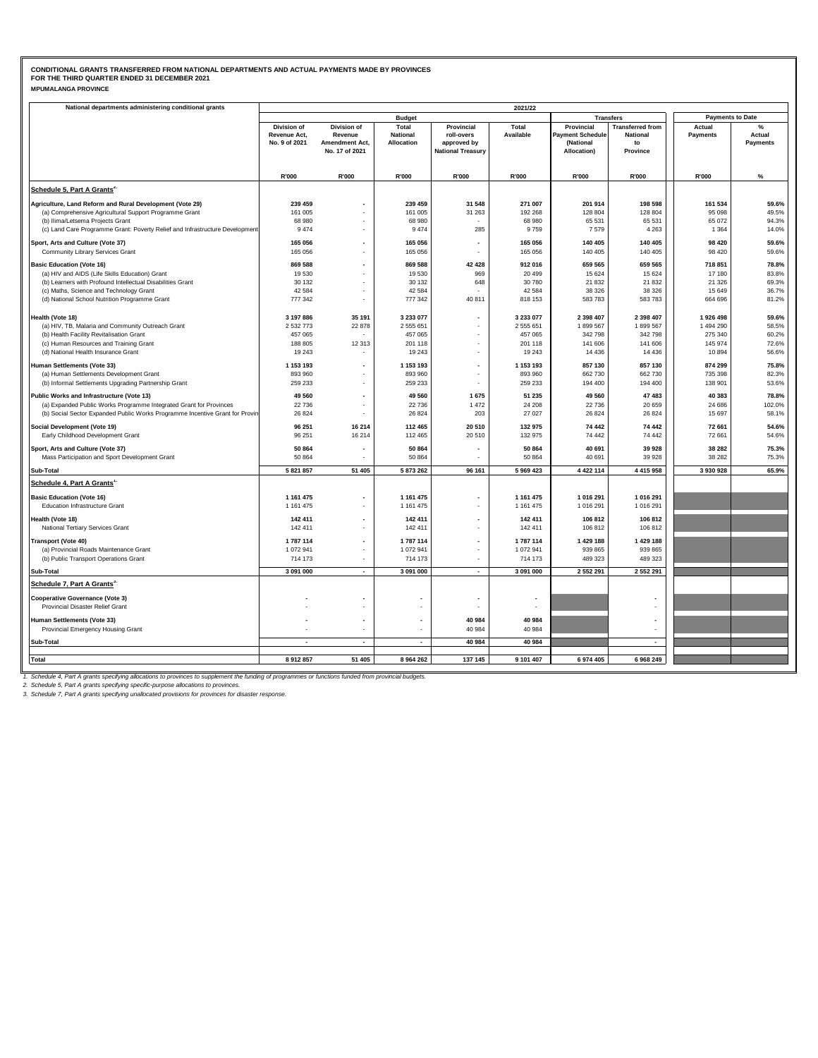**CONDITIONAL GRANTS TRANSFERRED FROM NATIONAL DEPARTMENTS AND ACTUAL PAYMENTS MADE BY PROVINCES**
**FOR THE THIRD QUARTER ENDED 31 DECEMBER 2021**
**MPUMALANGA PROVINCE**

| National departments administering conditional grants | 2021/22 | | | | | | | | |
|---|---|---|---|---|---|---|---|---|---|
| | Budget | | | | | Transfers | | Payments to Date | |
| | Division of Revenue Act, No. 9 of 2021 | Division of Revenue Amendment Act, No. 17 of 2021 | Total National Allocation | Provincial roll-overs approved by National Treasury | Total Available | Provincial Payment Schedule (National Allocation) | Transferred from National to Province | Actual Payments | % Actual Payments |
| | R'000 | R'000 | R'000 | R'000 | R'000 | R'000 | R'000 | R'000 | % |
| **Schedule 5, Part A Grants[2]** | | | | | | | | | |
| **Agriculture, Land Reform and Rural Development (Vote 29)** | **239 459** | **-** | **239 459** | **31 548** | **271 007** | **201 914** | **198 598** | **161 534** | **59.6%** |
| (a) Comprehensive Agricultural Support Programme Grant | 161 005 | - | 161 005 | 31 263 | 192 268 | 128 804 | 128 804 | 95 098 | 49.5% |
| (b) Ilima/Letsema Projects Grant | 68 980 | - | 68 980 | - | 68 980 | 65 531 | 65 531 | 65 072 | 94.3% |
| (c) Land Care Programme Grant: Poverty Relief and Infrastructure Development | 9 474 | - | 9 474 | 285 | 9 759 | 7 579 | 4 263 | 1 364 | 14.0% |
| **Sport, Arts and Culture (Vote 37)** | **165 056** | **-** | **165 056** | **-** | **165 056** | **140 405** | **140 405** | **98 420** | **59.6%** |
| Community Library Services Grant | 165 056 | - | 165 056 | - | 165 056 | 140 405 | 140 405 | 98 420 | 59.6% |
| **Basic Education (Vote 16)** | **869 588** | **-** | **869 588** | **42 428** | **912 016** | **659 565** | **659 565** | **718 851** | **78.8%** |
| (a) HIV and AIDS (Life Skills Education) Grant | 19 530 | - | 19 530 | 969 | 20 499 | 15 624 | 15 624 | 17 180 | 83.8% |
| (b) Learners with Profound Intellectual Disabilities Grant | 30 132 | - | 30 132 | 648 | 30 780 | 21 832 | 21 832 | 21 326 | 69.3% |
| (c) Maths, Science and Technology Grant | 42 584 | - | 42 584 | - | 42 584 | 38 326 | 38 326 | 15 649 | 36.7% |
| (d) National School Nutrition Programme Grant | 777 342 | - | 777 342 | 40 811 | 818 153 | 583 783 | 583 783 | 664 696 | 81.2% |
| **Health (Vote 18)** | **3 197 886** | **35 191** | **3 233 077** | **-** | **3 233 077** | **2 398 407** | **2 398 407** | **1 926 498** | **59.6%** |
| (a) HIV, TB, Malaria and Community Outreach Grant | 2 532 773 | 22 878 | 2 555 651 | - | 2 555 651 | 1 899 567 | 1 899 567 | 1 494 290 | 58.5% |
| (b) Health Facility Revitalisation Grant | 457 065 | - | 457 065 | - | 457 065 | 342 798 | 342 798 | 275 340 | 60.2% |
| (c) Human Resources and Training Grant | 188 805 | 12 313 | 201 118 | - | 201 118 | 141 606 | 141 606 | 145 974 | 72.6% |
| (d) National Health Insurance Grant | 19 243 | - | 19 243 | - | 19 243 | 14 436 | 14 436 | 10 894 | 56.6% |
| **Human Settlements (Vote 33)** | **1 153 193** | **-** | **1 153 193** | **-** | **1 153 193** | **857 130** | **857 130** | **874 299** | **75.8%** |
| (a) Human Settlements Development Grant | 893 960 | - | 893 960 | - | 893 960 | 662 730 | 662 730 | 735 398 | 82.3% |
| (b) Informal Settlements Upgrading Partnership Grant | 259 233 | - | 259 233 | - | 259 233 | 194 400 | 194 400 | 138 901 | 53.6% |
| **Public Works and Infrastructure (Vote 13)** | **49 560** | **-** | **49 560** | **1 675** | **51 235** | **49 560** | **47 483** | **40 383** | **78.8%** |
| (a) Expanded Public Works Programme Integrated Grant for Provinces | 22 736 | - | 22 736 | 1 472 | 24 208 | 22 736 | 20 659 | 24 686 | 102.0% |
| (b) Social Sector Expanded Public Works Programme Incentive Grant for Provin | 26 824 | - | 26 824 | 203 | 27 027 | 26 824 | 26 824 | 15 697 | 58.1% |
| **Social Development (Vote 19)** | **96 251** | **16 214** | **112 465** | **20 510** | **132 975** | **74 442** | **74 442** | **72 661** | **54.6%** |
| Early Childhood Development Grant | 96 251 | 16 214 | 112 465 | 20 510 | 132 975 | 74 442 | 74 442 | 72 661 | 54.6% |
| **Sport, Arts and Culture (Vote 37)** | **50 864** | **-** | **50 864** | **-** | **50 864** | **40 691** | **39 928** | **38 282** | **75.3%** |
| Mass Participation and Sport Development Grant | 50 864 | - | 50 864 | - | 50 864 | 40 691 | 39 928 | 38 282 | 75.3% |
| **Sub-Total** | **5 821 857** | **51 405** | **5 873 262** | **96 161** | **5 969 423** | **4 422 114** | **4 415 958** | **3 930 928** | **65.9%** |
| **Schedule 4, Part A Grants[1]** | | | | | | | | | |
| **Basic Education (Vote 16)** | **1 161 475** | **-** | **1 161 475** | **-** | **1 161 475** | **1 016 291** | **1 016 291** | | |
| Education Infrastructure Grant | 1 161 475 | - | 1 161 475 | - | 1 161 475 | 1 016 291 | 1 016 291 | | |
| **Health (Vote 18)** | **142 411** | **-** | **142 411** | **-** | **142 411** | **106 812** | **106 812** | | |
| National Tertiary Services Grant | 142 411 | - | 142 411 | - | 142 411 | 106 812 | 106 812 | | |
| **Transport (Vote 40)** | **1 787 114** | **-** | **1 787 114** | **-** | **1 787 114** | **1 429 188** | **1 429 188** | | |
| (a) Provincial Roads Maintenance Grant | 1 072 941 | - | 1 072 941 | - | 1 072 941 | 939 865 | 939 865 | | |
| (b) Public Transport Operations Grant | 714 173 | - | 714 173 | - | 714 173 | 489 323 | 489 323 | | |
| **Sub-Total** | **3 091 000** | **-** | **3 091 000** | **-** | **3 091 000** | **2 552 291** | **2 552 291** | | |
| **Schedule 7, Part A Grants[3]** | | | | | | | | | |
| **Cooperative Governance (Vote 3)** | **-** | **-** | **-** | **-** | **-** | | **-** | | |
| Provincial Disaster Relief Grant | - | - | - | - | - | | - | | |
| **Human Settlements (Vote 33)** | **-** | **-** | **-** | **40 984** | **40 984** | | **-** | | |
| Provincial Emergency Housing Grant | - | - | - | 40 984 | 40 984 | | - | | |
| **Sub-Total** | **-** | **-** | **-** | **40 984** | **40 984** | | **-** | | |
| **Total** | **8 912 857** | **51 405** | **8 964 262** | **137 145** | **9 101 407** | **6 974 405** | **6 968 249** | | |

*1. Schedule 4, Part A grants specifying allocations to provinces to supplement the funding of programmes or functions funded from provincial budgets.*
*2. Schedule 5, Part A grants specifying specific-purpose allocations to provinces.*
*3. Schedule 7, Part A grants specifying unallocated provisions for provinces for disaster response.*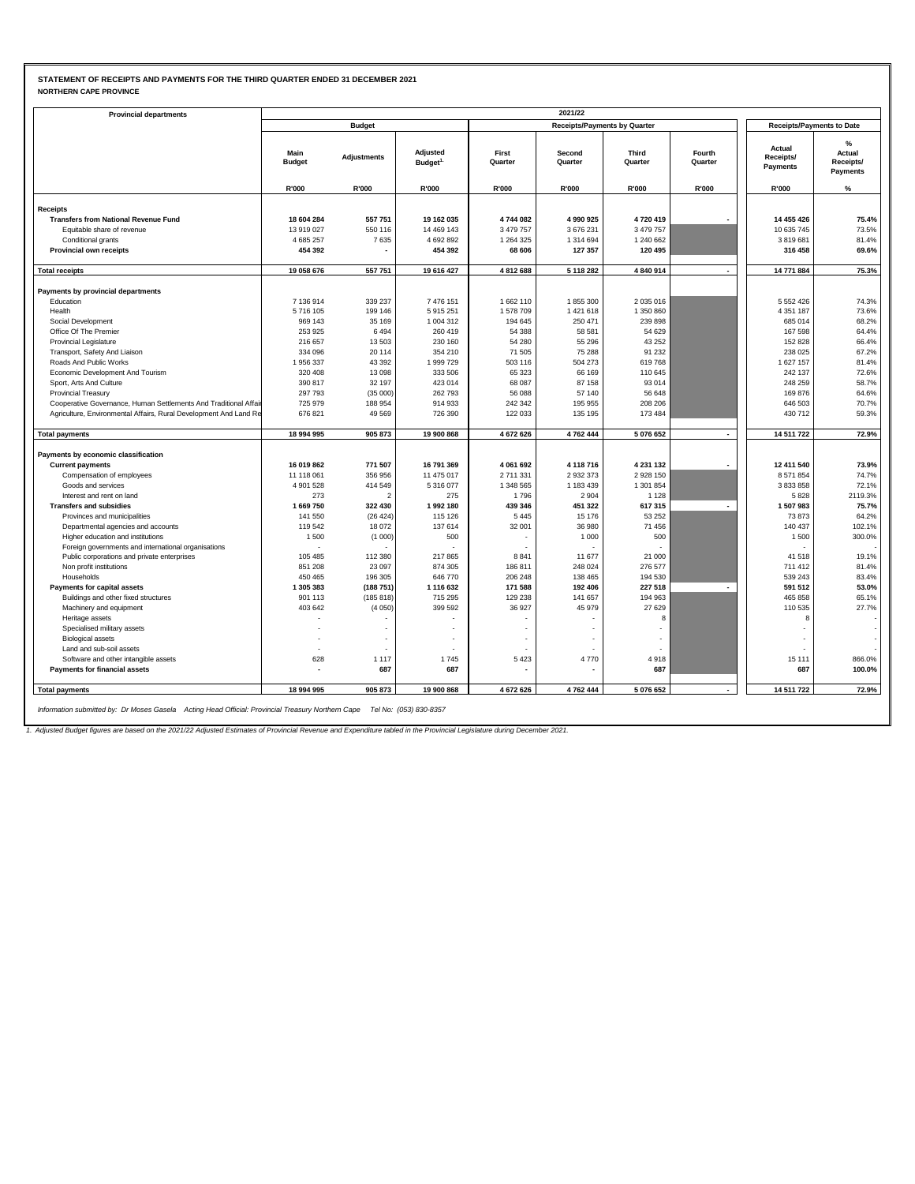**STATEMENT OF RECEIPTS AND PAYMENTS FOR THE THIRD QUARTER ENDED 31 DECEMBER 2021**
**NORTHERN CAPE PROVINCE**

| Provincial departments | 2021/22 | | | | | | | | |
|---|---|---|---|---|---|---|---|---|---|
| | Budget | | | Receipts/Payments by Quarter | | | | Receipts/Payments to Date | |
| | Main Budget | Adjustments | Adjusted Budget[1] | First Quarter | Second Quarter | Third Quarter | Fourth Quarter | Actual Receipts/ Payments | % Actual Receipts/ Payments |
| | R'000 | R'000 | R'000 | R'000 | R'000 | R'000 | R'000 | R'000 | % |
| **Receipts** | | | | | | | | | |
| **Transfers from National Revenue Fund** | **18 604 284** | **557 751** | **19 162 035** | **4 744 082** | **4 990 925** | **4 720 419** | **-** | **14 455 426** | **75.4%** |
| Equitable share of revenue | 13 919 027 | 550 116 | 14 469 143 | 3 479 757 | 3 676 231 | 3 479 757 | | 10 635 745 | 73.5% |
| Conditional grants | 4 685 257 | 7 635 | 4 692 892 | 1 264 325 | 1 314 694 | 1 240 662 | | 3 819 681 | 81.4% |
| **Provincial own receipts** | **454 392** | **-** | **454 392** | **68 606** | **127 357** | **120 495** | | **316 458** | **69.6%** |
| **Total receipts** | **19 058 676** | **557 751** | **19 616 427** | **4 812 688** | **5 118 282** | **4 840 914** | **-** | **14 771 884** | **75.3%** |
| **Payments by provincial departments** | | | | | | | | | |
| Education | 7 136 914 | 339 237 | 7 476 151 | 1 662 110 | 1 855 300 | 2 035 016 | | 5 552 426 | 74.3% |
| Health | 5 716 105 | 199 146 | 5 915 251 | 1 578 709 | 1 421 618 | 1 350 860 | | 4 351 187 | 73.6% |
| Social Development | 969 143 | 35 169 | 1 004 312 | 194 645 | 250 471 | 239 898 | | 685 014 | 68.2% |
| Office Of The Premier | 253 925 | 6 494 | 260 419 | 54 388 | 58 581 | 54 629 | | 167 598 | 64.4% |
| Provincial Legislature | 216 657 | 13 503 | 230 160 | 54 280 | 55 296 | 43 252 | | 152 828 | 66.4% |
| Transport, Safety And Liaison | 334 096 | 20 114 | 354 210 | 71 505 | 75 288 | 91 232 | | 238 025 | 67.2% |
| Roads And Public Works | 1 956 337 | 43 392 | 1 999 729 | 503 116 | 504 273 | 619 768 | | 1 627 157 | 81.4% |
| Economic Development And Tourism | 320 408 | 13 098 | 333 506 | 65 323 | 66 169 | 110 645 | | 242 137 | 72.6% |
| Sport, Arts And Culture | 390 817 | 32 197 | 423 014 | 68 087 | 87 158 | 93 014 | | 248 259 | 58.7% |
| Provincial Treasury | 297 793 | (35 000) | 262 793 | 56 088 | 57 140 | 56 648 | | 169 876 | 64.6% |
| Cooperative Governance, Human Settlements And Traditional Affairs | 725 979 | 188 954 | 914 933 | 242 342 | 195 955 | 208 206 | | 646 503 | 70.7% |
| Agriculture, Environmental Affairs, Rural Development And Land Reform | 676 821 | 49 569 | 726 390 | 122 033 | 135 195 | 173 484 | | 430 712 | 59.3% |
| **Total payments** | **18 994 995** | **905 873** | **19 900 868** | **4 672 626** | **4 762 444** | **5 076 652** | **-** | **14 511 722** | **72.9%** |
| **Payments by economic classification** | | | | | | | | | |
| **Current payments** | **16 019 862** | **771 507** | **16 791 369** | **4 061 692** | **4 118 716** | **4 231 132** | **-** | **12 411 540** | **73.9%** |
| Compensation of employees | 11 118 061 | 356 956 | 11 475 017 | 2 711 331 | 2 932 373 | 2 928 150 | | 8 571 854 | 74.7% |
| Goods and services | 4 901 528 | 414 549 | 5 316 077 | 1 348 565 | 1 183 439 | 1 301 854 | | 3 833 858 | 72.1% |
| Interest and rent on land | 273 | 2 | 275 | 1 796 | 2 904 | 1 128 | | 5 828 | 2119.3% |
| **Transfers and subsidies** | **1 669 750** | **322 430** | **1 992 180** | **439 346** | **451 322** | **617 315** | **-** | **1 507 983** | **75.7%** |
| Provinces and municipalities | 141 550 | (26 424) | 115 126 | 5 445 | 15 176 | 53 252 | | 73 873 | 64.2% |
| Departmental agencies and accounts | 119 542 | 18 072 | 137 614 | 32 001 | 36 980 | 71 456 | | 140 437 | 102.1% |
| Higher education and institutions | 1 500 | (1 000) | 500 | - | 1 000 | 500 | | 1 500 | 300.0% |
| Foreign governments and international organisations | - | - | - | - | - | - | | - | - |
| Public corporations and private enterprises | 105 485 | 112 380 | 217 865 | 8 841 | 11 677 | 21 000 | | 41 518 | 19.1% |
| Non profit institutions | 851 208 | 23 097 | 874 305 | 186 811 | 248 024 | 276 577 | | 711 412 | 81.4% |
| Households | 450 465 | 196 305 | 646 770 | 206 248 | 138 465 | 194 530 | | 539 243 | 83.4% |
| **Payments for capital assets** | **1 305 383** | **(188 751)** | **1 116 632** | **171 588** | **192 406** | **227 518** | **-** | **591 512** | **53.0%** |
| Buildings and other fixed structures | 901 113 | (185 818) | 715 295 | 129 238 | 141 657 | 194 963 | | 465 858 | 65.1% |
| Machinery and equipment | 403 642 | (4 050) | 399 592 | 36 927 | 45 979 | 27 629 | | 110 535 | 27.7% |
| Heritage assets | - | - | - | - | - | 8 | | 8 | - |
| Specialised military assets | - | - | - | - | - | - | | - | - |
| Biological assets | - | - | - | - | - | - | | - | - |
| Land and sub-soil assets | - | - | - | - | - | - | | - | - |
| Software and other intangible assets | 628 | 1 117 | 1 745 | 5 423 | 4 770 | 4 918 | | 15 111 | 866.0% |
| **Payments for financial assets** | **-** | **687** | **687** | **-** | **-** | **687** | | **687** | **100.0%** |
| **Total payments** | **18 994 995** | **905 873** | **19 900 868** | **4 672 626** | **4 762 444** | **5 076 652** | **-** | **14 511 722** | **72.9%** |

*Information submitted by: Dr Moses Gasela Acting Head Official: Provincial Treasury Northern Cape Tel No: (053) 830-8357*

*1. Adjusted Budget figures are based on the 2021/22 Adjusted Estimates of Provincial Revenue and Expenditure tabled in the Provincial Legislature during December 2021.*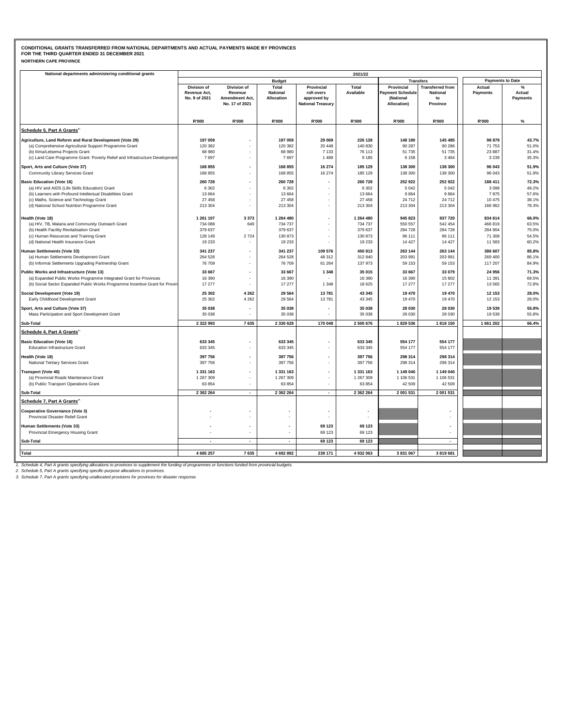**CONDITIONAL GRANTS TRANSFERRED FROM NATIONAL DEPARTMENTS AND ACTUAL PAYMENTS MADE BY PROVINCES**
**FOR THE THIRD QUARTER ENDED 31 DECEMBER 2021**
**NORTHERN CAPE PROVINCE**

| National departments administering conditional grants | 2021/22 | | | | | | | | |
|---|---|---|---|---|---|---|---|---|---|
| | Budget | | | | | Transfers | | Payments to Date | |
| | Division of Revenue Act, No. 9 of 2021 | Division of Revenue Amendment Act, No. 17 of 2021 | Total National Allocation | Provincial roll-overs approved by National Treasury | Total Available | Provincial Payment Schedule (National Allocation) | Transferred from National to Province | Actual Payments | % Actual Payments |
| | R'000 | R'000 | R'000 | R'000 | R'000 | R'000 | R'000 | R'000 | % |
| **Schedule 5, Part A Grants[2]** | | | | | | | | | |
| **Agriculture, Land Reform and Rural Development (Vote 29)** | **197 059** | **-** | **197 059** | **29 069** | **226 128** | **148 180** | **145 485** | **98 879** | **43.7%** |
| (a) Comprehensive Agricultural Support Programme Grant | 120 382 | - | 120 382 | 20 448 | 140 830 | 90 287 | 90 286 | 71 753 | 51.0% |
| (b) Ilima/Letsema Projects Grant | 68 980 | - | 68 980 | 7 133 | 76 113 | 51 735 | 51 735 | 23 887 | 31.4% |
| (c) Land Care Programme Grant: Poverty Relief and Infrastructure Development | 7 697 | - | 7 697 | 1 488 | 9 185 | 6 158 | 3 464 | 3 239 | 35.3% |
| **Sport, Arts and Culture (Vote 37)** | **168 855** | **-** | **168 855** | **16 274** | **185 129** | **138 300** | **138 300** | **96 043** | **51.9%** |
| Community Library Services Grant | 168 855 | - | 168 855 | 16 274 | 185 129 | 138 300 | 138 300 | 96 043 | 51.9% |
| **Basic Education (Vote 16)** | **260 728** | **-** | **260 728** | **-** | **260 728** | **252 922** | **252 922** | **188 411** | **72.3%** |
| (a) HIV and AIDS (Life Skills Education) Grant | 6 302 | - | 6 302 | - | 6 302 | 5 042 | 5 042 | 3 099 | 49.2% |
| (b) Learners with Profound Intellectual Disabilities Grant | 13 664 | - | 13 664 | - | 13 664 | 9 864 | 9 864 | 7 875 | 57.6% |
| (c) Maths, Science and Technology Grant | 27 458 | - | 27 458 | - | 27 458 | 24 712 | 24 712 | 10 475 | 38.1% |
| (d) National School Nutrition Programme Grant | 213 304 | - | 213 304 | - | 213 304 | 213 304 | 213 304 | 166 962 | 78.3% |
| **Health (Vote 18)** | **1 261 107** | **3 373** | **1 264 480** | **-** | **1 264 480** | **945 823** | **937 720** | **834 614** | **66.0%** |
| (a) HIV, TB, Malaria and Community Outreach Grant | 734 088 | 649 | 734 737 | - | 734 737 | 550 557 | 542 454 | 466 819 | 63.5% |
| (b) Health Facility Revitalisation Grant | 379 637 | - | 379 637 | - | 379 637 | 284 728 | 284 728 | 284 904 | 75.0% |
| (c) Human Resources and Training Grant | 128 149 | 2 724 | 130 873 | - | 130 873 | 96 111 | 96 111 | 71 308 | 54.5% |
| (d) National Health Insurance Grant | 19 233 | - | 19 233 | - | 19 233 | 14 427 | 14 427 | 11 583 | 60.2% |
| **Human Settlements (Vote 33)** | **341 237** | **-** | **341 237** | **109 576** | **450 813** | **263 144** | **263 144** | **386 607** | **85.8%** |
| (a) Human Settlements Development Grant | 264 528 | - | 264 528 | 48 312 | 312 840 | 203 991 | 203 991 | 269 400 | 86.1% |
| (b) Informal Settlements Upgrading Partnership Grant | 76 709 | - | 76 709 | 61 264 | 137 973 | 59 153 | 59 153 | 117 207 | 84.9% |
| **Public Works and Infrastructure (Vote 13)** | **33 667** | **-** | **33 667** | **1 348** | **35 015** | **33 667** | **33 079** | **24 956** | **71.3%** |
| (a) Expanded Public Works Programme Integrated Grant for Provinces | 16 390 | - | 16 390 | - | 16 390 | 16 390 | 15 802 | 11 391 | 69.5% |
| (b) Social Sector Expanded Public Works Programme Incentive Grant for Provin | 17 277 | - | 17 277 | 1 348 | 18 625 | 17 277 | 17 277 | 13 565 | 72.8% |
| **Social Development (Vote 19)** | **25 302** | **4 262** | **29 564** | **13 781** | **43 345** | **19 470** | **19 470** | **12 153** | **28.0%** |
| Early Childhood Development Grant | 25 302 | 4 262 | 29 564 | 13 781 | 43 345 | 19 470 | 19 470 | 12 153 | 28.0% |
| **Sport, Arts and Culture (Vote 37)** | **35 038** | **-** | **35 038** | **-** | **35 038** | **28 030** | **28 030** | **19 539** | **55.8%** |
| Mass Participation and Sport Development Grant | 35 038 | - | 35 038 | - | 35 038 | 28 030 | 28 030 | 19 539 | 55.8% |
| **Sub-Total** | **2 322 993** | **7 635** | **2 330 628** | **170 048** | **2 500 676** | **1 829 536** | **1 818 150** | **1 661 202** | **66.4%** |
| **Schedule 4, Part A Grants[1]** | | | | | | | | | |
| **Basic Education (Vote 16)** | **633 345** | **-** | **633 345** | **-** | **633 345** | **554 177** | **554 177** | | |
| Education Infrastructure Grant | 633 345 | - | 633 345 | - | 633 345 | 554 177 | 554 177 | | |
| **Health (Vote 18)** | **397 756** | **-** | **397 756** | **-** | **397 756** | **298 314** | **298 314** | | |
| National Tertiary Services Grant | 397 756 | - | 397 756 | - | 397 756 | 298 314 | 298 314 | | |
| **Transport (Vote 40)** | **1 331 163** | **-** | **1 331 163** | **-** | **1 331 163** | **1 149 040** | **1 149 040** | | |
| (a) Provincial Roads Maintenance Grant | 1 267 309 | - | 1 267 309 | - | 1 267 309 | 1 106 531 | 1 106 531 | | |
| (b) Public Transport Operations Grant | 63 854 | - | 63 854 | - | 63 854 | 42 509 | 42 509 | | |
| **Sub-Total** | **2 362 264** | **-** | **2 362 264** | **-** | **2 362 264** | **2 001 531** | **2 001 531** | | |
| **Schedule 7, Part A Grants[3]** | | | | | | | | | |
| **Cooperative Governance (Vote 3)** | **-** | **-** | **-** | **-** | **-** | | **-** | | |
| Provincial Disaster Relief Grant | - | - | - | - | - | | - | | |
| **Human Settlements (Vote 33)** | **-** | **-** | **-** | **69 123** | **69 123** | | **-** | | |
| Provincial Emergency Housing Grant | - | - | - | 69 123 | 69 123 | | - | | |
| **Sub-Total** | **-** | **-** | **-** | **69 123** | **69 123** | | **-** | | |
| **Total** | **4 685 257** | **7 635** | **4 692 892** | **239 171** | **4 932 063** | **3 831 067** | **3 819 681** | | |

*1. Schedule 4, Part A grants specifying allocations to provinces to supplement the funding of programmes or functions funded from provincial budgets.*
*2. Schedule 5, Part A grants specifying specific-purpose allocations to provinces.*
*3. Schedule 7, Part A grants specifying unallocated provisions for provinces for disaster response.*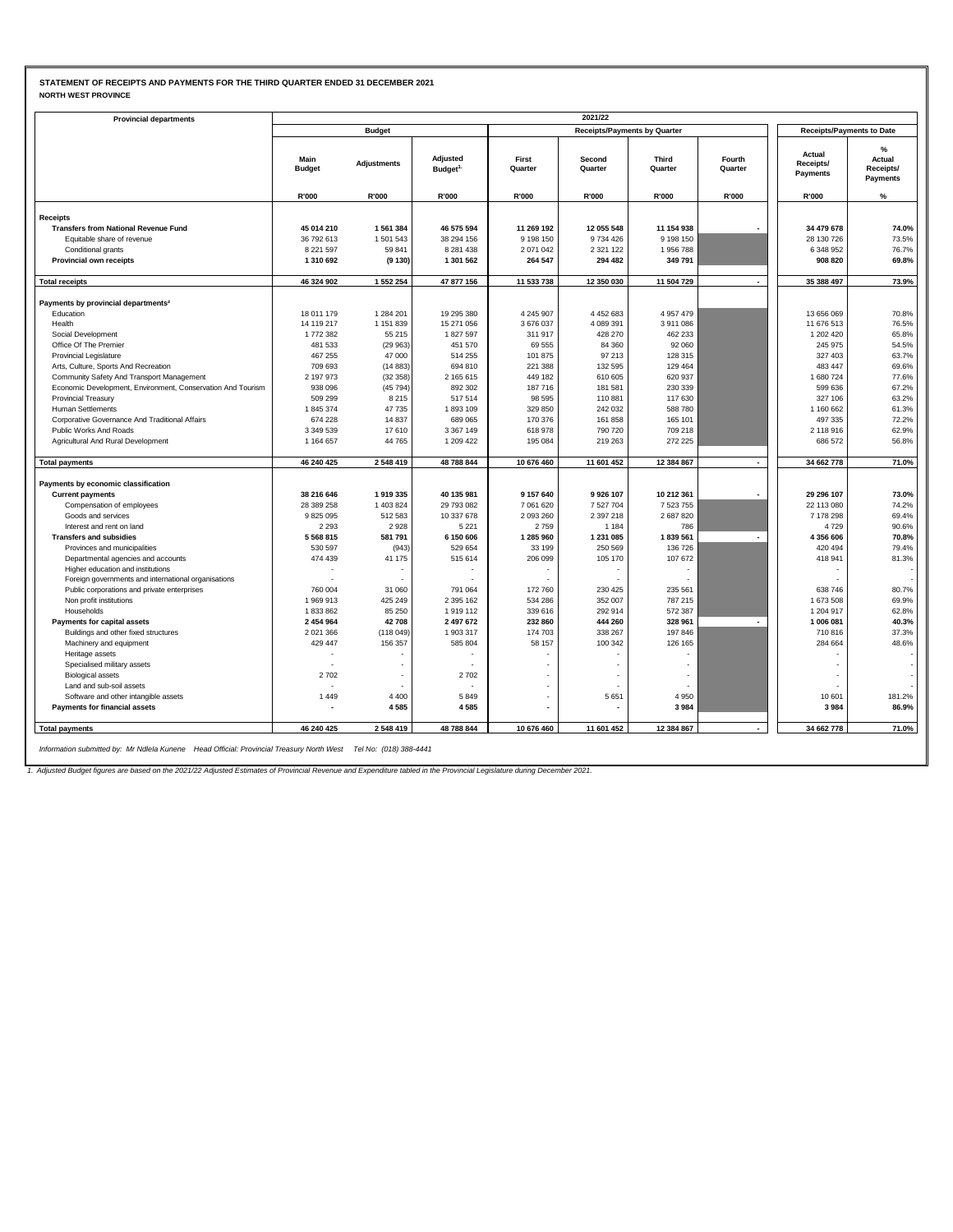**STATEMENT OF RECEIPTS AND PAYMENTS FOR THE THIRD QUARTER ENDED 31 DECEMBER 2021**
**NORTH WEST PROVINCE**

| Provincial departments | 2021/22 | | | | | | | | |
|---|---|---|---|---|---|---|---|---|---|
| | Budget | | | Receipts/Payments by Quarter | | | | Receipts/Payments to Date | |
| | Main Budget | Adjustments | Adjusted Budget[1] | First Quarter | Second Quarter | Third Quarter | Fourth Quarter | Actual Receipts/ Payments | % Actual Receipts/ Payments |
| | R'000 | R'000 | R'000 | R'000 | R'000 | R'000 | R'000 | R'000 | % |
| **Receipts** | | | | | | | | | |
| **Transfers from National Revenue Fund** | **45 014 210** | **1 561 384** | **46 575 594** | **11 269 192** | **12 055 548** | **11 154 938** | **-** | **34 479 678** | **74.0%** |
| Equitable share of revenue | 36 792 613 | 1 501 543 | 38 294 156 | 9 198 150 | 9 734 426 | 9 198 150 | | 28 130 726 | 73.5% |
| Conditional grants | 8 221 597 | 59 841 | 8 281 438 | 2 071 042 | 2 321 122 | 1 956 788 | | 6 348 952 | 76.7% |
| **Provincial own receipts** | **1 310 692** | **(9 130)** | **1 301 562** | **264 547** | **294 482** | **349 791** | | **908 820** | **69.8%** |
| **Total receipts** | **46 324 902** | **1 552 254** | **47 877 156** | **11 533 738** | **12 350 030** | **11 504 729** | **-** | **35 388 497** | **73.9%** |
| **Payments by provincial departments[2]** | | | | | | | | | |
| Education | 18 011 179 | 1 284 201 | 19 295 380 | 4 245 907 | 4 452 683 | 4 957 479 | | 13 656 069 | 70.8% |
| Health | 14 119 217 | 1 151 839 | 15 271 056 | 3 676 037 | 4 089 391 | 3 911 086 | | 11 676 513 | 76.5% |
| Social Development | 1 772 382 | 55 215 | 1 827 597 | 311 917 | 428 270 | 462 233 | | 1 202 420 | 65.8% |
| Office Of The Premier | 481 533 | (29 963) | 451 570 | 69 555 | 84 360 | 92 060 | | 245 975 | 54.5% |
| Provincial Legislature | 467 255 | 47 000 | 514 255 | 101 875 | 97 213 | 128 315 | | 327 403 | 63.7% |
| Arts, Culture, Sports And Recreation | 709 693 | (14 883) | 694 810 | 221 388 | 132 595 | 129 464 | | 483 447 | 69.6% |
| Community Safety And Transport Management | 2 197 973 | (32 358) | 2 165 615 | 449 182 | 610 605 | 620 937 | | 1 680 724 | 77.6% |
| Economic Development, Environment, Conservation And Tourism | 938 096 | (45 794) | 892 302 | 187 716 | 181 581 | 230 339 | | 599 636 | 67.2% |
| Provincial Treasury | 509 299 | 8 215 | 517 514 | 98 595 | 110 881 | 117 630 | | 327 106 | 63.2% |
| Human Settlements | 1 845 374 | 47 735 | 1 893 109 | 329 850 | 242 032 | 588 780 | | 1 160 662 | 61.3% |
| Corporative Governance And Traditional Affairs | 674 228 | 14 837 | 689 065 | 170 376 | 161 858 | 165 101 | | 497 335 | 72.2% |
| Public Works And Roads | 3 349 539 | 17 610 | 3 367 149 | 618 978 | 790 720 | 709 218 | | 2 118 916 | 62.9% |
| Agricultural And Rural Development | 1 164 657 | 44 765 | 1 209 422 | 195 084 | 219 263 | 272 225 | | 686 572 | 56.8% |
| **Total payments** | **46 240 425** | **2 548 419** | **48 788 844** | **10 676 460** | **11 601 452** | **12 384 867** | **-** | **34 662 778** | **71.0%** |
| **Payments by economic classification** | | | | | | | | | |
| **Current payments** | **38 216 646** | **1 919 335** | **40 135 981** | **9 157 640** | **9 926 107** | **10 212 361** | **-** | **29 296 107** | **73.0%** |
| Compensation of employees | 28 389 258 | 1 403 824 | 29 793 082 | 7 061 620 | 7 527 704 | 7 523 755 | | 22 113 080 | 74.2% |
| Goods and services | 9 825 095 | 512 583 | 10 337 678 | 2 093 260 | 2 397 218 | 2 687 820 | | 7 178 298 | 69.4% |
| Interest and rent on land | 2 293 | 2 928 | 5 221 | 2 759 | 1 184 | 786 | | 4 729 | 90.6% |
| **Transfers and subsidies** | **5 568 815** | **581 791** | **6 150 606** | **1 285 960** | **1 231 085** | **1 839 561** | **-** | **4 356 606** | **70.8%** |
| Provinces and municipalities | 530 597 | (943) | 529 654 | 33 199 | 250 569 | 136 726 | | 420 494 | 79.4% |
| Departmental agencies and accounts | 474 439 | 41 175 | 515 614 | 206 099 | 105 170 | 107 672 | | 418 941 | 81.3% |
| Higher education and institutions | - | - | - | - | - | - | | - | - |
| Foreign governments and international organisations | - | - | - | - | - | - | | - | - |
| Public corporations and private enterprises | 760 004 | 31 060 | 791 064 | 172 760 | 230 425 | 235 561 | | 638 746 | 80.7% |
| Non profit institutions | 1 969 913 | 425 249 | 2 395 162 | 534 286 | 352 007 | 787 215 | | 1 673 508 | 69.9% |
| Households | 1 833 862 | 85 250 | 1 919 112 | 339 616 | 292 914 | 572 387 | | 1 204 917 | 62.8% |
| **Payments for capital assets** | **2 454 964** | **42 708** | **2 497 672** | **232 860** | **444 260** | **328 961** | **-** | **1 006 081** | **40.3%** |
| Buildings and other fixed structures | 2 021 366 | (118 049) | 1 903 317 | 174 703 | 338 267 | 197 846 | | 710 816 | 37.3% |
| Machinery and equipment | 429 447 | 156 357 | 585 804 | 58 157 | 100 342 | 126 165 | | 284 664 | 48.6% |
| Heritage assets | - | - | - | - | - | - | | - | - |
| Specialised military assets | - | - | - | - | - | - | | - | - |
| Biological assets | 2 702 | - | 2 702 | - | - | - | | - | - |
| Land and sub-soil assets | - | - | - | - | - | - | | - | - |
| Software and other intangible assets | 1 449 | 4 400 | 5 849 | - | 5 651 | 4 950 | | 10 601 | 181.2% |
| **Payments for financial assets** | **-** | **4 585** | **4 585** | **-** | **-** | **3 984** | | **3 984** | **86.9%** |
| **Total payments** | **46 240 425** | **2 548 419** | **48 788 844** | **10 676 460** | **11 601 452** | **12 384 867** | **-** | **34 662 778** | **71.0%** |

*Information submitted by: Mr Ndlela Kunene Head Official: Provincial Treasury North West Tel No: (018) 388-4441*

*1. Adjusted Budget figures are based on the 2021/22 Adjusted Estimates of Provincial Revenue and Expenditure tabled in the Provincial Legislature during December 2021.*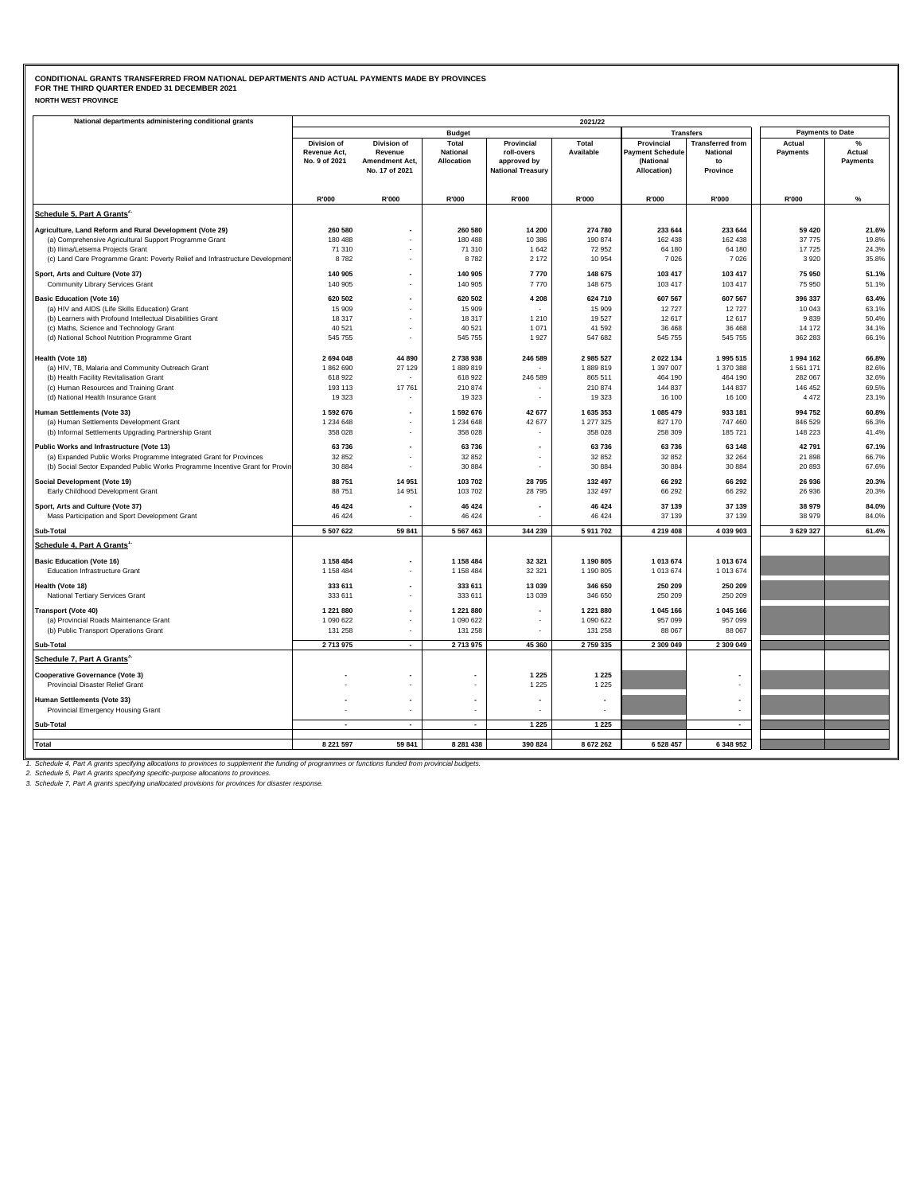**CONDITIONAL GRANTS TRANSFERRED FROM NATIONAL DEPARTMENTS AND ACTUAL PAYMENTS MADE BY PROVINCES**
**FOR THE THIRD QUARTER ENDED 31 DECEMBER 2021**
**NORTH WEST PROVINCE**

| National departments administering conditional grants | 2021/22 | | | | | | | | |
|---|---|---|---|---|---|---|---|---|---|
| | Budget | | | | | Transfers | | Payments to Date | |
| | Division of Revenue Act, No. 9 of 2021 | Division of Revenue Amendment Act, No. 17 of 2021 | Total National Allocation | Provincial roll-overs approved by National Treasury | Total Available | Provincial Payment Schedule (National Allocation) | Transferred from National to Province | Actual Payments | % Actual Payments |
| | R'000 | R'000 | R'000 | R'000 | R'000 | R'000 | R'000 | R'000 | % |
| **Schedule 5, Part A Grants**[2] | | | | | | | | | |
| **Agriculture, Land Reform and Rural Development (Vote 29)** | **260 580** | **-** | **260 580** | **14 200** | **274 780** | **233 644** | **233 644** | **59 420** | **21.6%** |
| (a) Comprehensive Agricultural Support Programme Grant | 180 488 | - | 180 488 | 10 386 | 190 874 | 162 438 | 162 438 | 37 775 | 19.8% |
| (b) Ilima/Letsema Projects Grant | 71 310 | - | 71 310 | 1 642 | 72 952 | 64 180 | 64 180 | 17 725 | 24.3% |
| (c) Land Care Programme Grant: Poverty Relief and Infrastructure Development | 8 782 | - | 8 782 | 2 172 | 10 954 | 7 026 | 7 026 | 3 920 | 35.8% |
| **Sport, Arts and Culture (Vote 37)** | **140 905** | **-** | **140 905** | **7 770** | **148 675** | **103 417** | **103 417** | **75 950** | **51.1%** |
| Community Library Services Grant | 140 905 | - | 140 905 | 7 770 | 148 675 | 103 417 | 103 417 | 75 950 | 51.1% |
| **Basic Education (Vote 16)** | **620 502** | **-** | **620 502** | **4 208** | **624 710** | **607 567** | **607 567** | **396 337** | **63.4%** |
| (a) HIV and AIDS (Life Skills Education) Grant | 15 909 | - | 15 909 | - | 15 909 | 12 727 | 12 727 | 10 043 | 63.1% |
| (b) Learners with Profound Intellectual Disabilities Grant | 18 317 | - | 18 317 | 1 210 | 19 527 | 12 617 | 12 617 | 9 839 | 50.4% |
| (c) Maths, Science and Technology Grant | 40 521 | - | 40 521 | 1 071 | 41 592 | 36 468 | 36 468 | 14 172 | 34.1% |
| (d) National School Nutrition Programme Grant | 545 755 | - | 545 755 | 1 927 | 547 682 | 545 755 | 545 755 | 362 283 | 66.1% |
| **Health (Vote 18)** | **2 694 048** | **44 890** | **2 738 938** | **246 589** | **2 985 527** | **2 022 134** | **1 995 515** | **1 994 162** | **66.8%** |
| (a) HIV, TB, Malaria and Community Outreach Grant | 1 862 690 | 27 129 | 1 889 819 | - | 1 889 819 | 1 397 007 | 1 370 388 | 1 561 171 | 82.6% |
| (b) Health Facility Revitalisation Grant | 618 922 | - | 618 922 | 246 589 | 865 511 | 464 190 | 464 190 | 282 067 | 32.6% |
| (c) Human Resources and Training Grant | 193 113 | 17 761 | 210 874 | - | 210 874 | 144 837 | 144 837 | 146 452 | 69.5% |
| (d) National Health Insurance Grant | 19 323 | - | 19 323 | - | 19 323 | 16 100 | 16 100 | 4 472 | 23.1% |
| **Human Settlements (Vote 33)** | **1 592 676** | **-** | **1 592 676** | **42 677** | **1 635 353** | **1 085 479** | **933 181** | **994 752** | **60.8%** |
| (a) Human Settlements Development Grant | 1 234 648 | - | 1 234 648 | 42 677 | 1 277 325 | 827 170 | 747 460 | 846 529 | 66.3% |
| (b) Informal Settlements Upgrading Partnership Grant | 358 028 | - | 358 028 | - | 358 028 | 258 309 | 185 721 | 148 223 | 41.4% |
| **Public Works and Infrastructure (Vote 13)** | **63 736** | **-** | **63 736** | **-** | **63 736** | **63 736** | **63 148** | **42 791** | **67.1%** |
| (a) Expanded Public Works Programme Integrated Grant for Provinces | 32 852 | - | 32 852 | - | 32 852 | 32 852 | 32 264 | 21 898 | 66.7% |
| (b) Social Sector Expanded Public Works Programme Incentive Grant for Provin | 30 884 | - | 30 884 | - | 30 884 | 30 884 | 30 884 | 20 893 | 67.6% |
| **Social Development (Vote 19)** | **88 751** | **14 951** | **103 702** | **28 795** | **132 497** | **66 292** | **66 292** | **26 936** | **20.3%** |
| Early Childhood Development Grant | 88 751 | 14 951 | 103 702 | 28 795 | 132 497 | 66 292 | 66 292 | 26 936 | 20.3% |
| **Sport, Arts and Culture (Vote 37)** | **46 424** | **-** | **46 424** | **-** | **46 424** | **37 139** | **37 139** | **38 979** | **84.0%** |
| Mass Participation and Sport Development Grant | 46 424 | - | 46 424 | - | 46 424 | 37 139 | 37 139 | 38 979 | 84.0% |
| **Sub-Total** | **5 507 622** | **59 841** | **5 567 463** | **344 239** | **5 911 702** | **4 219 408** | **4 039 903** | **3 629 327** | **61.4%** |
| **Schedule 4, Part A Grants**[1] | | | | | | | | | |
| **Basic Education (Vote 16)** | **1 158 484** | **-** | **1 158 484** | **32 321** | **1 190 805** | **1 013 674** | **1 013 674** | | |
| Education Infrastructure Grant | 1 158 484 | - | 1 158 484 | 32 321 | 1 190 805 | 1 013 674 | 1 013 674 | | |
| **Health (Vote 18)** | **333 611** | **-** | **333 611** | **13 039** | **346 650** | **250 209** | **250 209** | | |
| National Tertiary Services Grant | 333 611 | - | 333 611 | 13 039 | 346 650 | 250 209 | 250 209 | | |
| **Transport (Vote 40)** | **1 221 880** | **-** | **1 221 880** | **-** | **1 221 880** | **1 045 166** | **1 045 166** | | |
| (a) Provincial Roads Maintenance Grant | 1 090 622 | - | 1 090 622 | - | 1 090 622 | 957 099 | 957 099 | | |
| (b) Public Transport Operations Grant | 131 258 | - | 131 258 | - | 131 258 | 88 067 | 88 067 | | |
| **Sub-Total** | **2 713 975** | **-** | **2 713 975** | **45 360** | **2 759 335** | **2 309 049** | **2 309 049** | | |
| **Schedule 7, Part A Grants**[3] | | | | | | | | | |
| **Cooperative Governance (Vote 3)** | **-** | **-** | **-** | **1 225** | **1 225** | | **-** | | |
| Provincial Disaster Relief Grant | - | - | - | 1 225 | 1 225 | | - | | |
| **Human Settlements (Vote 33)** | **-** | **-** | **-** | **-** | **-** | | **-** | | |
| Provincial Emergency Housing Grant | - | - | - | - | - | | - | | |
| **Sub-Total** | **-** | **-** | **-** | **1 225** | **1 225** | | **-** | | |
| **Total** | **8 221 597** | **59 841** | **8 281 438** | **390 824** | **8 672 262** | **6 528 457** | **6 348 952** | | |

*1. Schedule 4, Part A grants specifying allocations to provinces to supplement the funding of programmes or functions funded from provincial budgets.*
*2. Schedule 5, Part A grants specifying specific-purpose allocations to provinces.*
*3. Schedule 7, Part A grants specifying unallocated provisions for provinces for disaster response.*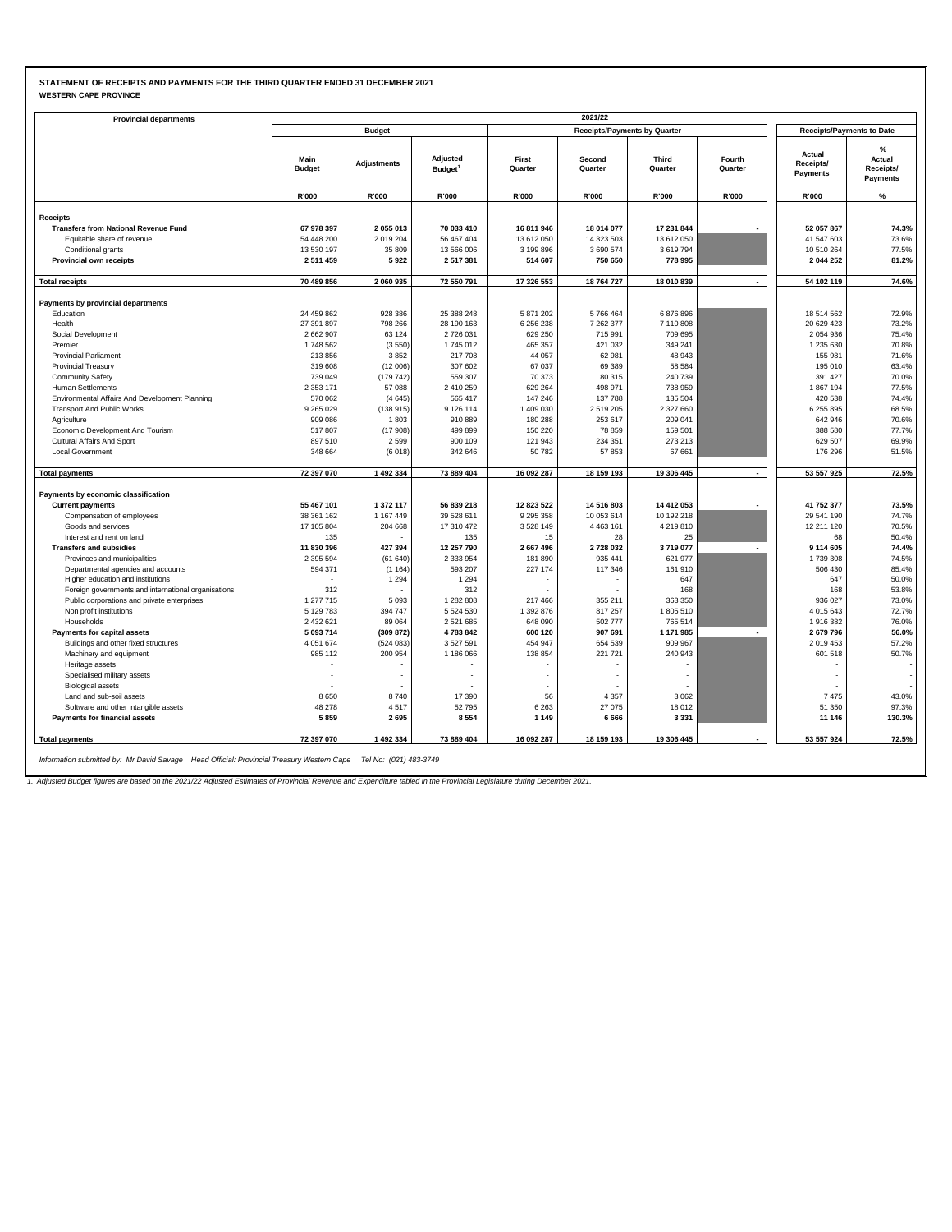**STATEMENT OF RECEIPTS AND PAYMENTS FOR THE THIRD QUARTER ENDED 31 DECEMBER 2021**

**WESTERN CAPE PROVINCE**

| Provincial departments | 2021/22 | | | | | | | | |
|---|---|---|---|---|---|---|---|---|---|
| | Budget | | | Receipts/Payments by Quarter | | | | Receipts/Payments to Date | |
| | Main Budget | Adjustments | Adjusted Budget[1] | First Quarter | Second Quarter | Third Quarter | Fourth Quarter | Actual Receipts/ Payments | % Actual Receipts/ Payments |
| | R'000 | R'000 | R'000 | R'000 | R'000 | R'000 | R'000 | R'000 | % |
| **Receipts** | | | | | | | | | |
| **Transfers from National Revenue Fund** | **67 978 397** | **2 055 013** | **70 033 410** | **16 811 946** | **18 014 077** | **17 231 844** | **-** | **52 057 867** | **74.3%** |
| Equitable share of revenue | 54 448 200 | 2 019 204 | 56 467 404 | 13 612 050 | 14 323 503 | 13 612 050 | | 41 547 603 | 73.6% |
| Conditional grants | 13 530 197 | 35 809 | 13 566 006 | 3 199 896 | 3 690 574 | 3 619 794 | | 10 510 264 | 77.5% |
| **Provincial own receipts** | **2 511 459** | **5 922** | **2 517 381** | **514 607** | **750 650** | **778 995** | | **2 044 252** | **81.2%** |
| **Total receipts** | **70 489 856** | **2 060 935** | **72 550 791** | **17 326 553** | **18 764 727** | **18 010 839** | **-** | **54 102 119** | **74.6%** |
| **Payments by provincial departments** | | | | | | | | | |
| Education | 24 459 862 | 928 386 | 25 388 248 | 5 871 202 | 5 766 464 | 6 876 896 | | 18 514 562 | 72.9% |
| Health | 27 391 897 | 798 266 | 28 190 163 | 6 256 238 | 7 262 377 | 7 110 808 | | 20 629 423 | 73.2% |
| Social Development | 2 662 907 | 63 124 | 2 726 031 | 629 250 | 715 991 | 709 695 | | 2 054 936 | 75.4% |
| Premier | 1 748 562 | (3 550) | 1 745 012 | 465 357 | 421 032 | 349 241 | | 1 235 630 | 70.8% |
| Provincial Parliament | 213 856 | 3 852 | 217 708 | 44 057 | 62 981 | 48 943 | | 155 981 | 71.6% |
| Provincial Treasury | 319 608 | (12 006) | 307 602 | 67 037 | 69 389 | 58 584 | | 195 010 | 63.4% |
| Community Safety | 739 049 | (179 742) | 559 307 | 70 373 | 80 315 | 240 739 | | 391 427 | 70.0% |
| Human Settlements | 2 353 171 | 57 088 | 2 410 259 | 629 264 | 498 971 | 738 959 | | 1 867 194 | 77.5% |
| Environmental Affairs And Development Planning | 570 062 | (4 645) | 565 417 | 147 246 | 137 788 | 135 504 | | 420 538 | 74.4% |
| Transport And Public Works | 9 265 029 | (138 915) | 9 126 114 | 1 409 030 | 2 519 205 | 2 327 660 | | 6 255 895 | 68.5% |
| Agriculture | 909 086 | 1 803 | 910 889 | 180 288 | 253 617 | 209 041 | | 642 946 | 70.6% |
| Economic Development And Tourism | 517 807 | (17 908) | 499 899 | 150 220 | 78 859 | 159 501 | | 388 580 | 77.7% |
| Cultural Affairs And Sport | 897 510 | 2 599 | 900 109 | 121 943 | 234 351 | 273 213 | | 629 507 | 69.9% |
| Local Government | 348 664 | (6 018) | 342 646 | 50 782 | 57 853 | 67 661 | | 176 296 | 51.5% |
| **Total payments** | **72 397 070** | **1 492 334** | **73 889 404** | **16 092 287** | **18 159 193** | **19 306 445** | **-** | **53 557 925** | **72.5%** |
| **Payments by economic classification** | | | | | | | | | |
| **Current payments** | **55 467 101** | **1 372 117** | **56 839 218** | **12 823 522** | **14 516 803** | **14 412 053** | **-** | **41 752 377** | **73.5%** |
| Compensation of employees | 38 361 162 | 1 167 449 | 39 528 611 | 9 295 358 | 10 053 614 | 10 192 218 | | 29 541 190 | 74.7% |
| Goods and services | 17 105 804 | 204 668 | 17 310 472 | 3 528 149 | 4 463 161 | 4 219 810 | | 12 211 120 | 70.5% |
| Interest and rent on land | 135 | - | 135 | 15 | 28 | 25 | | 68 | 50.4% |
| **Transfers and subsidies** | **11 830 396** | **427 394** | **12 257 790** | **2 667 496** | **2 728 032** | **3 719 077** | **-** | **9 114 605** | **74.4%** |
| Provinces and municipalities | 2 395 594 | (61 640) | 2 333 954 | 181 890 | 935 441 | 621 977 | | 1 739 308 | 74.5% |
| Departmental agencies and accounts | 594 371 | (1 164) | 593 207 | 227 174 | 117 346 | 161 910 | | 506 430 | 85.4% |
| Higher education and institutions | - | 1 294 | 1 294 | - | - | 647 | | 647 | 50.0% |
| Foreign governments and international organisations | 312 | - | 312 | - | - | 168 | | 168 | 53.8% |
| Public corporations and private enterprises | 1 277 715 | 5 093 | 1 282 808 | 217 466 | 355 211 | 363 350 | | 936 027 | 73.0% |
| Non profit institutions | 5 129 783 | 394 747 | 5 524 530 | 1 392 876 | 817 257 | 1 805 510 | | 4 015 643 | 72.7% |
| Households | 2 432 621 | 89 064 | 2 521 685 | 648 090 | 502 777 | 765 514 | | 1 916 382 | 76.0% |
| **Payments for capital assets** | **5 093 714** | **(309 872)** | **4 783 842** | **600 120** | **907 691** | **1 171 985** | **-** | **2 679 796** | **56.0%** |
| Buildings and other fixed structures | 4 051 674 | (524 083) | 3 527 591 | 454 947 | 654 539 | 909 967 | | 2 019 453 | 57.2% |
| Machinery and equipment | 985 112 | 200 954 | 1 186 066 | 138 854 | 221 721 | 240 943 | | 601 518 | 50.7% |
| Heritage assets | - | - | - | - | - | - | | - | - |
| Specialised military assets | - | - | - | - | - | - | | - | - |
| Biological assets | - | - | - | - | - | - | | - | - |
| Land and sub-soil assets | 8 650 | 8 740 | 17 390 | 56 | 4 357 | 3 062 | | 7 475 | 43.0% |
| Software and other intangible assets | 48 278 | 4 517 | 52 795 | 6 263 | 27 075 | 18 012 | | 51 350 | 97.3% |
| **Payments for financial assets** | **5 859** | **2 695** | **8 554** | **1 149** | **6 666** | **3 331** | | **11 146** | **130.3%** |
| **Total payments** | **72 397 070** | **1 492 334** | **73 889 404** | **16 092 287** | **18 159 193** | **19 306 445** | **-** | **53 557 924** | **72.5%** |

*Information submitted by: Mr David Savage Head Official: Provincial Treasury Western Cape Tel No: (021) 483-3749*

*1. Adjusted Budget figures are based on the 2021/22 Adjusted Estimates of Provincial Revenue and Expenditure tabled in the Provincial Legislature during December 2021.*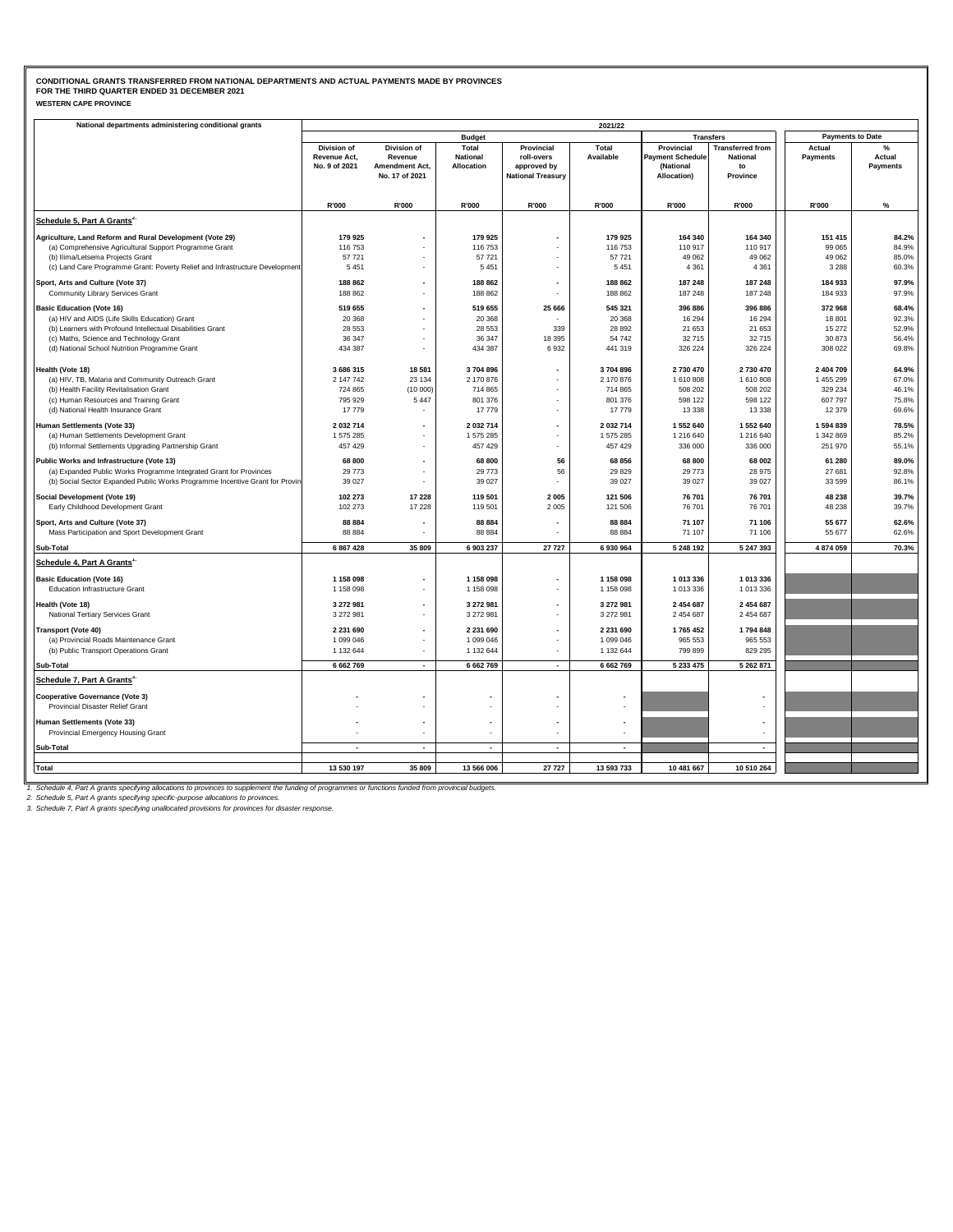**CONDITIONAL GRANTS TRANSFERRED FROM NATIONAL DEPARTMENTS AND ACTUAL PAYMENTS MADE BY PROVINCES**
**FOR THE THIRD QUARTER ENDED 31 DECEMBER 2021**
**WESTERN CAPE PROVINCE**

| National departments administering conditional grants | 2021/22 | | | | | | | | |
|---|---|---|---|---|---|---|---|---|---|
| | Budget | | | | | Transfers | | Payments to Date | |
| | Division of Revenue Act, No. 9 of 2021 | Division of Revenue Amendment Act, No. 17 of 2021 | Total National Allocation | Provincial roll-overs approved by National Treasury | Total Available | Provincial Payment Schedule (National Allocation) | Transferred from National to Province | Actual Payments | % Actual Payments |
| | R'000 | R'000 | R'000 | R'000 | R'000 | R'000 | R'000 | R'000 | % |
| **Schedule 5, Part A Grants[2]** | | | | | | | | | |
| **Agriculture, Land Reform and Rural Development (Vote 29)** | **179 925** | **-** | **179 925** | **-** | **179 925** | **164 340** | **164 340** | **151 415** | **84.2%** |
| (a) Comprehensive Agricultural Support Programme Grant | 116 753 | - | 116 753 | - | 116 753 | 110 917 | 110 917 | 99 065 | 84.9% |
| (b) Ilima/Letsema Projects Grant | 57 721 | - | 57 721 | - | 57 721 | 49 062 | 49 062 | 49 062 | 85.0% |
| (c) Land Care Programme Grant: Poverty Relief and Infrastructure Development | 5 451 | - | 5 451 | - | 5 451 | 4 361 | 4 361 | 3 288 | 60.3% |
| **Sport, Arts and Culture (Vote 37)** | **188 862** | **-** | **188 862** | **-** | **188 862** | **187 248** | **187 248** | **184 933** | **97.9%** |
| Community Library Services Grant | 188 862 | - | 188 862 | - | 188 862 | 187 248 | 187 248 | 184 933 | 97.9% |
| **Basic Education (Vote 16)** | **519 655** | **-** | **519 655** | **25 666** | **545 321** | **396 886** | **396 886** | **372 968** | **68.4%** |
| (a) HIV and AIDS (Life Skills Education) Grant | 20 368 | - | 20 368 | - | 20 368 | 16 294 | 16 294 | 18 801 | 92.3% |
| (b) Learners with Profound Intellectual Disabilities Grant | 28 553 | - | 28 553 | 339 | 28 892 | 21 653 | 21 653 | 15 272 | 52.9% |
| (c) Maths, Science and Technology Grant | 36 347 | - | 36 347 | 18 395 | 54 742 | 32 715 | 32 715 | 30 873 | 56.4% |
| (d) National School Nutrition Programme Grant | 434 387 | - | 434 387 | 6 932 | 441 319 | 326 224 | 326 224 | 308 022 | 69.8% |
| **Health (Vote 18)** | **3 686 315** | **18 581** | **3 704 896** | **-** | **3 704 896** | **2 730 470** | **2 730 470** | **2 404 709** | **64.9%** |
| (a) HIV, TB, Malaria and Community Outreach Grant | 2 147 742 | 23 134 | 2 170 876 | - | 2 170 876 | 1 610 808 | 1 610 808 | 1 455 299 | 67.0% |
| (b) Health Facility Revitalisation Grant | 724 865 | (10 000) | 714 865 | - | 714 865 | 508 202 | 508 202 | 329 234 | 46.1% |
| (c) Human Resources and Training Grant | 795 929 | 5 447 | 801 376 | - | 801 376 | 598 122 | 598 122 | 607 797 | 75.8% |
| (d) National Health Insurance Grant | 17 779 | - | 17 779 | - | 17 779 | 13 338 | 13 338 | 12 379 | 69.6% |
| **Human Settlements (Vote 33)** | **2 032 714** | **-** | **2 032 714** | **-** | **2 032 714** | **1 552 640** | **1 552 640** | **1 594 839** | **78.5%** |
| (a) Human Settlements Development Grant | 1 575 285 | - | 1 575 285 | - | 1 575 285 | 1 216 640 | 1 216 640 | 1 342 869 | 85.2% |
| (b) Informal Settlements Upgrading Partnership Grant | 457 429 | - | 457 429 | - | 457 429 | 336 000 | 336 000 | 251 970 | 55.1% |
| **Public Works and Infrastructure (Vote 13)** | **68 800** | **-** | **68 800** | **56** | **68 856** | **68 800** | **68 002** | **61 280** | **89.0%** |
| (a) Expanded Public Works Programme Integrated Grant for Provinces | 29 773 | - | 29 773 | 56 | 29 829 | 29 773 | 28 975 | 27 681 | 92.8% |
| (b) Social Sector Expanded Public Works Programme Incentive Grant for Provin | 39 027 | - | 39 027 | - | 39 027 | 39 027 | 39 027 | 33 599 | 86.1% |
| **Social Development (Vote 19)** | **102 273** | **17 228** | **119 501** | **2 005** | **121 506** | **76 701** | **76 701** | **48 238** | **39.7%** |
| Early Childhood Development Grant | 102 273 | 17 228 | 119 501 | 2 005 | 121 506 | 76 701 | 76 701 | 48 238 | 39.7% |
| **Sport, Arts and Culture (Vote 37)** | **88 884** | **-** | **88 884** | **-** | **88 884** | **71 107** | **71 106** | **55 677** | **62.6%** |
| Mass Participation and Sport Development Grant | 88 884 | - | 88 884 | - | 88 884 | 71 107 | 71 106 | 55 677 | 62.6% |
| **Sub-Total** | **6 867 428** | **35 809** | **6 903 237** | **27 727** | **6 930 964** | **5 248 192** | **5 247 393** | **4 874 059** | **70.3%** |
| **Schedule 4, Part A Grants[1]** | | | | | | | | | |
| **Basic Education (Vote 16)** | **1 158 098** | **-** | **1 158 098** | **-** | **1 158 098** | **1 013 336** | **1 013 336** | | |
| Education Infrastructure Grant | 1 158 098 | - | 1 158 098 | - | 1 158 098 | 1 013 336 | 1 013 336 | | |
| **Health (Vote 18)** | **3 272 981** | **-** | **3 272 981** | **-** | **3 272 981** | **2 454 687** | **2 454 687** | | |
| National Tertiary Services Grant | 3 272 981 | - | 3 272 981 | - | 3 272 981 | 2 454 687 | 2 454 687 | | |
| **Transport (Vote 40)** | **2 231 690** | **-** | **2 231 690** | **-** | **2 231 690** | **1 765 452** | **1 794 848** | | |
| (a) Provincial Roads Maintenance Grant | 1 099 046 | - | 1 099 046 | - | 1 099 046 | 965 553 | 965 553 | | |
| (b) Public Transport Operations Grant | 1 132 644 | - | 1 132 644 | - | 1 132 644 | 799 899 | 829 295 | | |
| **Sub-Total** | **6 662 769** | **-** | **6 662 769** | **-** | **6 662 769** | **5 233 475** | **5 262 871** | | |
| **Schedule 7, Part A Grants[3]** | | | | | | | | | |
| **Cooperative Governance (Vote 3)** | **-** | **-** | **-** | **-** | **-** | | **-** | | |
| Provincial Disaster Relief Grant | - | - | - | - | - | | - | | |
| **Human Settlements (Vote 33)** | **-** | **-** | **-** | **-** | **-** | | **-** | | |
| Provincial Emergency Housing Grant | - | - | - | - | - | | - | | |
| **Sub-Total** | **-** | **-** | **-** | **-** | **-** | | **-** | | |
| **Total** | **13 530 197** | **35 809** | **13 566 006** | **27 727** | **13 593 733** | **10 481 667** | **10 510 264** | | |

*1. Schedule 4, Part A grants specifying allocations to provinces to supplement the funding of programmes or functions funded from provincial budgets.*
*2. Schedule 5, Part A grants specifying specific-purpose allocations to provinces.*
*3. Schedule 7, Part A grants specifying unallocated provisions for provinces for disaster response.*